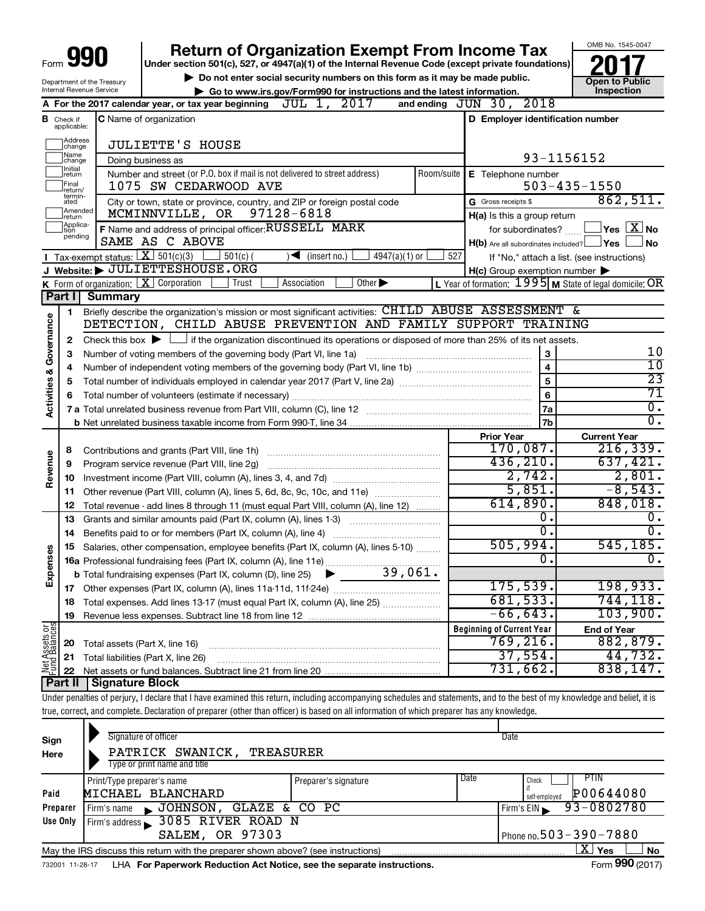Form **990**

# Return of Organization Exempt From Income Tax

Under section 501(c), 527, or 4947(a)(1) of the Internal Revenue Code (except private foundations)

▶ Do not enter social security numbers on this form as it may be made public.

▶ Go to www.irs.gov/Form990 for instructions and the latest information.

Department of the Treasury
Internal Revenue Service

OMB No. 1545-0047

**2017**

**Open to Public Inspection**

**A** For the 2017 calendar year, or tax year beginning JUL 1, 2017 and ending JUN 30, 2018

**B** Check if applicable: Address change, Name change, Initial return, Final return/terminated, Amended return, Application pending

**C** Name of organization: JULIETTE'S HOUSE

Doing business as

Number and street (or P.O. box if mail is not delivered to street address): 1075 SW CEDARWOOD AVE — Room/suite

City or town, state or province, country, and ZIP or foreign postal code: MCMINNVILLE, OR 97128-6818

**F** Name and address of principal officer: RUSSELL MARK, SAME AS C ABOVE

**D** Employer identification number: 93-1156152

**E** Telephone number: 503-435-1550

**G** Gross receipts $ 862,511.

**H(a)** Is this a group return for subordinates? ☐ Yes ☒ No

**H(b)** Are all subordinates included? ☐ Yes ☐ No — If "No," attach a list. (see instructions)

**H(c)** Group exemption number ▶

**I** Tax-exempt status: ☒ 501(c)(3) ☐ 501(c) ( ) ◀ (insert no.) ☐ 4947(a)(1) or ☐ 527

**J** Website: ▶ JULIETTESHOUSE.ORG

**K** Form of organization: ☒ Corporation ☐ Trust ☐ Association ☐ Other ▶

**L** Year of formation: 1995 **M** State of legal domicile: OR

## Part I Summary

**Activities & Governance**

1. Briefly describe the organization's mission or most significant activities: CHILD ABUSE ASSESSMENT & DETECTION, CHILD ABUSE PREVENTION AND FAMILY SUPPORT TRAINING
2. Check this box ▶ ☐ if the organization discontinued its operations or disposed of more than 25% of its net assets.

| | | | |
|---|---|---|---|
| 3 | Number of voting members of the governing body (Part VI, line 1a) | 3 | 10 |
| 4 | Number of independent voting members of the governing body (Part VI, line 1b) | 4 | 10 |
| 5 | Total number of individuals employed in calendar year 2017 (Part V, line 2a) | 5 | 23 |
| 6 | Total number of volunteers (estimate if necessary) | 6 | 71 |
| 7a | Total unrelated business revenue from Part VIII, column (C), line 12 | 7a | 0. |
| b | Net unrelated business taxable income from Form 990-T, line 34 | 7b | 0. |

| | | Prior Year | Current Year |
|---|---|---|---|
| **Revenue** | | | |
| 8 | Contributions and grants (Part VIII, line 1h) | 170,087. | 216,339. |
| 9 | Program service revenue (Part VIII, line 2g) | 436,210. | 637,421. |
| 10 | Investment income (Part VIII, column (A), lines 3, 4, and 7d) | 2,742. | 2,801. |
| 11 | Other revenue (Part VIII, column (A), lines 5, 6d, 8c, 9c, 10c, and 11e) | 5,851. | -8,543. |
| 12 | Total revenue - add lines 8 through 11 (must equal Part VIII, column (A), line 12) | 614,890. | 848,018. |
| **Expenses** | | | |
| 13 | Grants and similar amounts paid (Part IX, column (A), lines 1-3) | 0. | 0. |
| 14 | Benefits paid to or for members (Part IX, column (A), line 4) | 0. | 0. |
| 15 | Salaries, other compensation, employee benefits (Part IX, column (A), lines 5-10) | 505,994. | 545,185. |
| 16a | Professional fundraising fees (Part IX, column (A), line 11e) | 0. | 0. |
| b | Total fundraising expenses (Part IX, column (D), line 25) ▶ 39,061. | | |
| 17 | Other expenses (Part IX, column (A), lines 11a-11d, 11f-24e) | 175,539. | 198,933. |
| 18 | Total expenses. Add lines 13-17 (must equal Part IX, column (A), line 25) | 681,533. | 744,118. |
| 19 | Revenue less expenses. Subtract line 18 from line 12 | -66,643. | 103,900. |

| **Net Assets or Fund Balances** | | Beginning of Current Year | End of Year |
|---|---|---|---|
| 20 | Total assets (Part X, line 16) | 769,216. | 882,879. |
| 21 | Total liabilities (Part X, line 26) | 37,554. | 44,732. |
| 22 | Net assets or fund balances. Subtract line 21 from line 20 | 731,662. | 838,147. |

## Part II Signature Block

Under penalties of perjury, I declare that I have examined this return, including accompanying schedules and statements, and to the best of my knowledge and belief, it is true, correct, and complete. Declaration of preparer (other than officer) is based on all information of which preparer has any knowledge.

**Sign Here**

Signature of officer — Date

PATRICK SWANICK, TREASURER
Type or print name and title

**Paid Preparer Use Only**

| Print/Type preparer's name | Preparer's signature | Date | Check ☐ if self-employed | PTIN |
|---|---|---|---|---|
| MICHAEL BLANCHARD | | | | P00644080 |

Firm's name ▶ JOHNSON, GLAZE & CO PC — Firm's EIN ▶ 93-0802780

Firm's address ▶ 3085 RIVER ROAD N, SALEM, OR 97303 — Phone no. 503-390-7880

May the IRS discuss this return with the preparer shown above? (see instructions) ☒ Yes ☐ No

732001 11-28-17 LHA **For Paperwork Reduction Act Notice, see the separate instructions.** Form **990** (2017)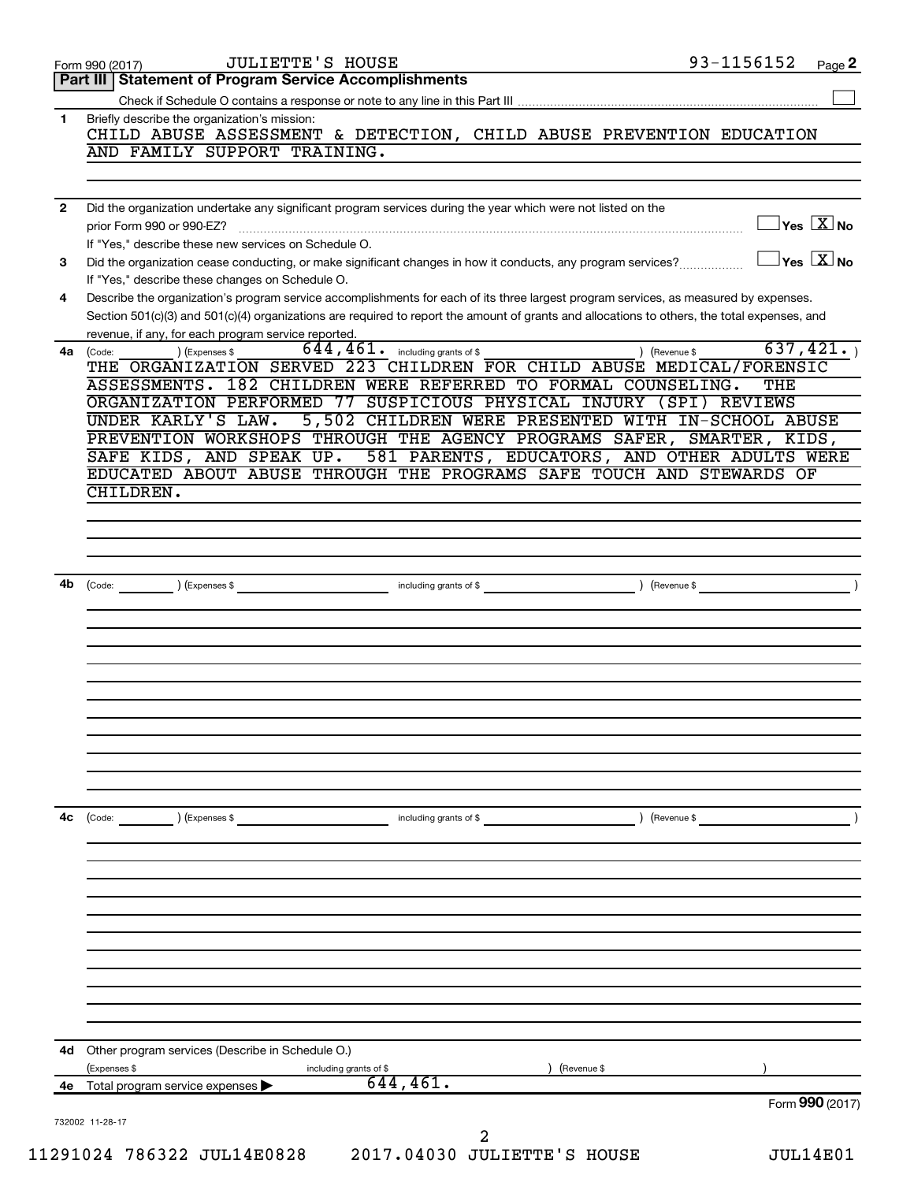Form 990 (2017) JULIETTE'S HOUSE 93-1156152

## Part III | Statement of Program Service Accomplishments

Check if Schedule O contains a response or note to any line in this Part III

**1** Briefly describe the organization's mission:

CHILD ABUSE ASSESSMENT & DETECTION, CHILD ABUSE PREVENTION EDUCATION AND FAMILY SUPPORT TRAINING.

**2** Did the organization undertake any significant program services during the year which were not listed on the prior Form 990 or 990-EZ? Yes [ ] No [X]

If "Yes," describe these new services on Schedule O.

**3** Did the organization cease conducting, or make significant changes in how it conducts, any program services? Yes [ ] No [X]

If "Yes," describe these changes on Schedule O.

**4** Describe the organization's program service accomplishments for each of its three largest program services, as measured by expenses. Section 501(c)(3) and 501(c)(4) organizations are required to report the amount of grants and allocations to others, the total expenses, and revenue, if any, for each program service reported.

**4a** (Code: ) (Expenses $ 644,461. including grants of $ ) (Revenue $ 637,421. )

THE ORGANIZATION SERVED 223 CHILDREN FOR CHILD ABUSE MEDICAL/FORENSIC ASSESSMENTS. 182 CHILDREN WERE REFERRED TO FORMAL COUNSELING. THE ORGANIZATION PERFORMED 77 SUSPICIOUS PHYSICAL INJURY (SPI) REVIEWS UNDER KARLY'S LAW. 5,502 CHILDREN WERE PRESENTED WITH IN-SCHOOL ABUSE PREVENTION WORKSHOPS THROUGH THE AGENCY PROGRAMS SAFER, SMARTER, KIDS, SAFE KIDS, AND SPEAK UP. 581 PARENTS, EDUCATORS, AND OTHER ADULTS WERE EDUCATED ABOUT ABUSE THROUGH THE PROGRAMS SAFE TOUCH AND STEWARDS OF CHILDREN.

**4b** (Code: ) (Expenses $ including grants of $ ) (Revenue $ )

**4c** (Code: ) (Expenses $ including grants of $ ) (Revenue $ )

**4d** Other program services (Describe in Schedule O.)

(Expenses $ including grants of $ ) (Revenue $ )

**4e** Total program service expenses ▶ 644,461.

Form **990** (2017)

732002 11-28-17

11291024 786322 JUL14E0828 2017.04030 JULIETTE'S HOUSE JUL14E01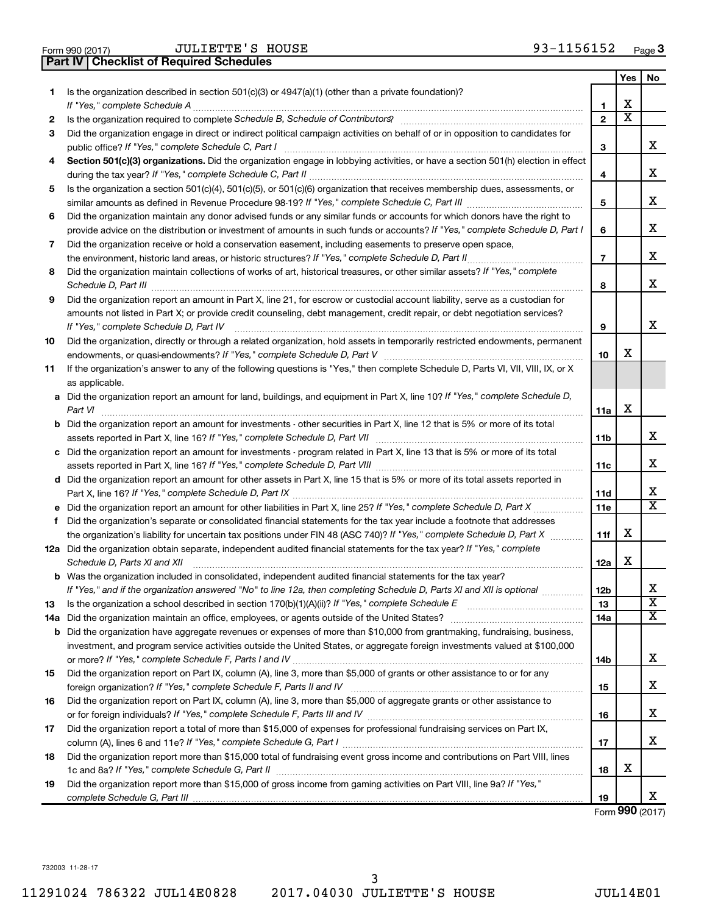Form 990 (2017) JULIETTE'S HOUSE 93-1156152

## Part IV Checklist of Required Schedules

| | | Line | Yes | No |
|---|---|---|---|---|
| 1 | Is the organization described in section 501(c)(3) or 4947(a)(1) (other than a private foundation)? *If "Yes," complete Schedule A* | 1 | X | |
| 2 | Is the organization required to complete *Schedule B, Schedule of Contributors*? | 2 | X | |
| 3 | Did the organization engage in direct or indirect political campaign activities on behalf of or in opposition to candidates for public office? *If "Yes," complete Schedule C, Part I* | 3 | | X |
| 4 | **Section 501(c)(3) organizations.** Did the organization engage in lobbying activities, or have a section 501(h) election in effect during the tax year? *If "Yes," complete Schedule C, Part II* | 4 | | X |
| 5 | Is the organization a section 501(c)(4), 501(c)(5), or 501(c)(6) organization that receives membership dues, assessments, or similar amounts as defined in Revenue Procedure 98-19? *If "Yes," complete Schedule C, Part III* | 5 | | X |
| 6 | Did the organization maintain any donor advised funds or any similar funds or accounts for which donors have the right to provide advice on the distribution or investment of amounts in such funds or accounts? *If "Yes," complete Schedule D, Part I* | 6 | | X |
| 7 | Did the organization receive or hold a conservation easement, including easements to preserve open space, the environment, historic land areas, or historic structures? *If "Yes," complete Schedule D, Part II* | 7 | | X |
| 8 | Did the organization maintain collections of works of art, historical treasures, or other similar assets? *If "Yes," complete Schedule D, Part III* | 8 | | X |
| 9 | Did the organization report an amount in Part X, line 21, for escrow or custodial account liability, serve as a custodian for amounts not listed in Part X; or provide credit counseling, debt management, credit repair, or debt negotiation services? *If "Yes," complete Schedule D, Part IV* | 9 | | X |
| 10 | Did the organization, directly or through a related organization, hold assets in temporarily restricted endowments, permanent endowments, or quasi-endowments? *If "Yes," complete Schedule D, Part V* | 10 | X | |
| 11 | If the organization's answer to any of the following questions is "Yes," then complete Schedule D, Parts VI, VII, VIII, IX, or X as applicable. | | | |
| a | Did the organization report an amount for land, buildings, and equipment in Part X, line 10? *If "Yes," complete Schedule D, Part VI* | 11a | X | |
| b | Did the organization report an amount for investments - other securities in Part X, line 12 that is 5% or more of its total assets reported in Part X, line 16? *If "Yes," complete Schedule D, Part VII* | 11b | | X |
| c | Did the organization report an amount for investments - program related in Part X, line 13 that is 5% or more of its total assets reported in Part X, line 16? *If "Yes," complete Schedule D, Part VIII* | 11c | | X |
| d | Did the organization report an amount for other assets in Part X, line 15 that is 5% or more of its total assets reported in Part X, line 16? *If "Yes," complete Schedule D, Part IX* | 11d | | X |
| e | Did the organization report an amount for other liabilities in Part X, line 25? *If "Yes," complete Schedule D, Part X* | 11e | | X |
| f | Did the organization's separate or consolidated financial statements for the tax year include a footnote that addresses the organization's liability for uncertain tax positions under FIN 48 (ASC 740)? *If "Yes," complete Schedule D, Part X* | 11f | X | |
| 12a | Did the organization obtain separate, independent audited financial statements for the tax year? *If "Yes," complete Schedule D, Parts XI and XII* | 12a | X | |
| b | Was the organization included in consolidated, independent audited financial statements for the tax year? *If "Yes," and if the organization answered "No" to line 12a, then completing Schedule D, Parts XI and XII is optional* | 12b | | X |
| 13 | Is the organization a school described in section 170(b)(1)(A)(ii)? *If "Yes," complete Schedule E* | 13 | | X |
| 14a | Did the organization maintain an office, employees, or agents outside of the United States? | 14a | | X |
| b | Did the organization have aggregate revenues or expenses of more than $10,000 from grantmaking, fundraising, business, investment, and program service activities outside the United States, or aggregate foreign investments valued at $100,000 or more? *If "Yes," complete Schedule F, Parts I and IV* | 14b | | X |
| 15 | Did the organization report on Part IX, column (A), line 3, more than $5,000 of grants or other assistance to or for any foreign organization? *If "Yes," complete Schedule F, Parts II and IV* | 15 | | X |
| 16 | Did the organization report on Part IX, column (A), line 3, more than $5,000 of aggregate grants or other assistance to or for foreign individuals? *If "Yes," complete Schedule F, Parts III and IV* | 16 | | X |
| 17 | Did the organization report a total of more than $15,000 of expenses for professional fundraising services on Part IX, column (A), lines 6 and 11e? *If "Yes," complete Schedule G, Part I* | 17 | | X |
| 18 | Did the organization report more than $15,000 total of fundraising event gross income and contributions on Part VIII, lines 1c and 8a? *If "Yes," complete Schedule G, Part II* | 18 | X | |
| 19 | Did the organization report more than $15,000 of gross income from gaming activities on Part VIII, line 9a? *If "Yes," complete Schedule G, Part III* | 19 | | X |

Form **990** (2017)

732003 11-28-17

11291024 786322 JUL14E0828 2017.04030 JULIETTE'S HOUSE JUL14E01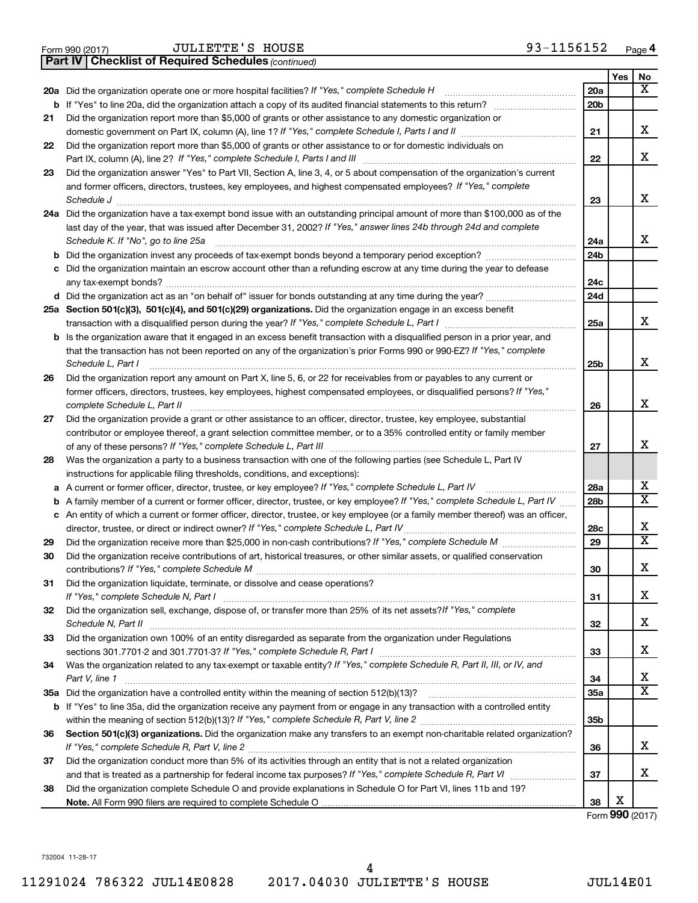Form 990 (2017) JULIETTE'S HOUSE 93-1156152

## Part IV | Checklist of Required Schedules *(continued)*

| | | | Yes | No |
|---|---|---|---|---|
| **20a** | Did the organization operate one or more hospital facilities? *If "Yes," complete Schedule H* | 20a | | X |
| **b** | If "Yes" to line 20a, did the organization attach a copy of its audited financial statements to this return? | 20b | | |
| **21** | Did the organization report more than $5,000 of grants or other assistance to any domestic organization or domestic government on Part IX, column (A), line 1? *If "Yes," complete Schedule I, Parts I and II* | 21 | | X |
| **22** | Did the organization report more than $5,000 of grants or other assistance to or for domestic individuals on Part IX, column (A), line 2? *If "Yes," complete Schedule I, Parts I and III* | 22 | | X |
| **23** | Did the organization answer "Yes" to Part VII, Section A, line 3, 4, or 5 about compensation of the organization's current and former officers, directors, trustees, key employees, and highest compensated employees? *If "Yes," complete Schedule J* | 23 | | X |
| **24a** | Did the organization have a tax-exempt bond issue with an outstanding principal amount of more than $100,000 as of the last day of the year, that was issued after December 31, 2002? *If "Yes," answer lines 24b through 24d and complete Schedule K. If "No", go to line 25a* | 24a | | X |
| **b** | Did the organization invest any proceeds of tax-exempt bonds beyond a temporary period exception? | 24b | | |
| **c** | Did the organization maintain an escrow account other than a refunding escrow at any time during the year to defease any tax-exempt bonds? | 24c | | |
| **d** | Did the organization act as an "on behalf of" issuer for bonds outstanding at any time during the year? | 24d | | |
| **25a** | **Section 501(c)(3), 501(c)(4), and 501(c)(29) organizations.** Did the organization engage in an excess benefit transaction with a disqualified person during the year? *If "Yes," complete Schedule L, Part I* | 25a | | X |
| **b** | Is the organization aware that it engaged in an excess benefit transaction with a disqualified person in a prior year, and that the transaction has not been reported on any of the organization's prior Forms 990 or 990-EZ? *If "Yes," complete Schedule L, Part I* | 25b | | X |
| **26** | Did the organization report any amount on Part X, line 5, 6, or 22 for receivables from or payables to any current or former officers, directors, trustees, key employees, highest compensated employees, or disqualified persons? *If "Yes," complete Schedule L, Part II* | 26 | | X |
| **27** | Did the organization provide a grant or other assistance to an officer, director, trustee, key employee, substantial contributor or employee thereof, a grant selection committee member, or to a 35% controlled entity or family member of any of these persons? *If "Yes," complete Schedule L, Part III* | 27 | | X |
| **28** | Was the organization a party to a business transaction with one of the following parties (see Schedule L, Part IV instructions for applicable filing thresholds, conditions, and exceptions): | | | |
| **a** | A current or former officer, director, trustee, or key employee? *If "Yes," complete Schedule L, Part IV* | 28a | | X |
| **b** | A family member of a current or former officer, director, trustee, or key employee? *If "Yes," complete Schedule L, Part IV* | 28b | | X |
| **c** | An entity of which a current or former officer, director, trustee, or key employee (or a family member thereof) was an officer, director, trustee, or direct or indirect owner? *If "Yes," complete Schedule L, Part IV* | 28c | | X |
| **29** | Did the organization receive more than $25,000 in non-cash contributions? *If "Yes," complete Schedule M* | 29 | | X |
| **30** | Did the organization receive contributions of art, historical treasures, or other similar assets, or qualified conservation contributions? *If "Yes," complete Schedule M* | 30 | | X |
| **31** | Did the organization liquidate, terminate, or dissolve and cease operations? *If "Yes," complete Schedule N, Part I* | 31 | | X |
| **32** | Did the organization sell, exchange, dispose of, or transfer more than 25% of its net assets? *If "Yes," complete Schedule N, Part II* | 32 | | X |
| **33** | Did the organization own 100% of an entity disregarded as separate from the organization under Regulations sections 301.7701-2 and 301.7701-3? *If "Yes," complete Schedule R, Part I* | 33 | | X |
| **34** | Was the organization related to any tax-exempt or taxable entity? *If "Yes," complete Schedule R, Part II, III, or IV, and Part V, line 1* | 34 | | X |
| **35a** | Did the organization have a controlled entity within the meaning of section 512(b)(13)? | 35a | | X |
| **b** | If "Yes" to line 35a, did the organization receive any payment from or engage in any transaction with a controlled entity within the meaning of section 512(b)(13)? *If "Yes," complete Schedule R, Part V, line 2* | 35b | | |
| **36** | **Section 501(c)(3) organizations.** Did the organization make any transfers to an exempt non-charitable related organization? *If "Yes," complete Schedule R, Part V, line 2* | 36 | | X |
| **37** | Did the organization conduct more than 5% of its activities through an entity that is not a related organization and that is treated as a partnership for federal income tax purposes? *If "Yes," complete Schedule R, Part VI* | 37 | | X |
| **38** | Did the organization complete Schedule O and provide explanations in Schedule O for Part VI, lines 11b and 19? **Note.** All Form 990 filers are required to complete Schedule O | 38 | X | |

Form **990** (2017)

732004 11-28-17

11291024 786322 JUL14E0828 2017.04030 JULIETTE'S HOUSE JUL14E01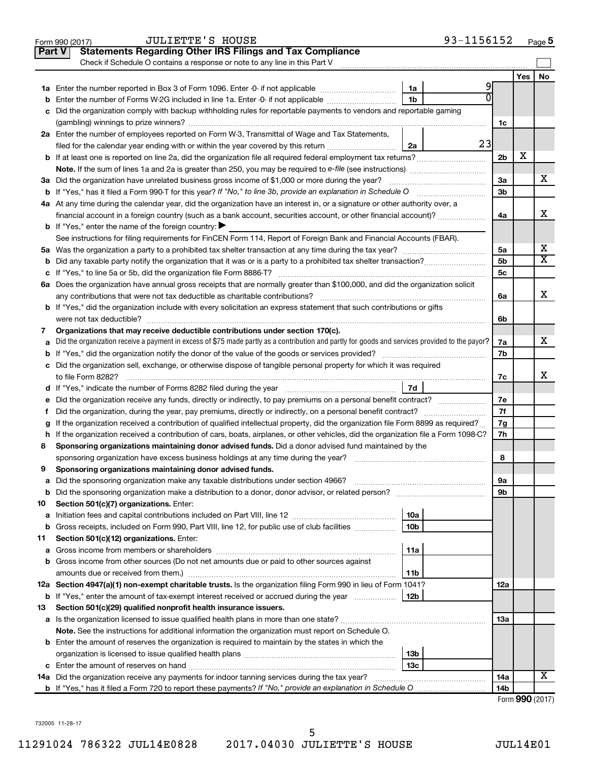Form 990 (2017) JULIETTE'S HOUSE 93-1156152 Page 5

## Part V Statements Regarding Other IRS Filings and Tax Compliance

Check if Schedule O contains a response or note to any line in this Part V

| | | | | | Yes | No |
|---|---|---|---|---|---|---|
| **1a** | Enter the number reported in Box 3 of Form 1096. Enter -0- if not applicable | 1a | 9 | | | |
| **b** | Enter the number of Forms W-2G included in line 1a. Enter -0- if not applicable | 1b | 0 | | | |
| **c** | Did the organization comply with backup withholding rules for reportable payments to vendors and reportable gaming (gambling) winnings to prize winners? | | | 1c | | |
| **2a** | Enter the number of employees reported on Form W-3, Transmittal of Wage and Tax Statements, filed for the calendar year ending with or within the year covered by this return | 2a | 23 | | | |
| **b** | If at least one is reported on line 2a, did the organization file all required federal employment tax returns? | | | 2b | X | |
| | **Note.** If the sum of lines 1a and 2a is greater than 250, you may be required to *e-file* (see instructions) | | | | | |
| **3a** | Did the organization have unrelated business gross income of $1,000 or more during the year? | | | 3a | | X |
| **b** | If "Yes," has it filed a Form 990-T for this year? *If "No," to line 3b, provide an explanation in Schedule O* | | | 3b | | |
| **4a** | At any time during the calendar year, did the organization have an interest in, or a signature or other authority over, a financial account in a foreign country (such as a bank account, securities account, or other financial account)? | | | 4a | | X |
| **b** | If "Yes," enter the name of the foreign country: ▶ | | | | | |
| | See instructions for filing requirements for FinCEN Form 114, Report of Foreign Bank and Financial Accounts (FBAR). | | | | | |
| **5a** | Was the organization a party to a prohibited tax shelter transaction at any time during the tax year? | | | 5a | | X |
| **b** | Did any taxable party notify the organization that it was or is a party to a prohibited tax shelter transaction? | | | 5b | | X |
| **c** | If "Yes," to line 5a or 5b, did the organization file Form 8886-T? | | | 5c | | |
| **6a** | Does the organization have annual gross receipts that are normally greater than $100,000, and did the organization solicit any contributions that were not tax deductible as charitable contributions? | | | 6a | | X |
| **b** | If "Yes," did the organization include with every solicitation an express statement that such contributions or gifts were not tax deductible? | | | 6b | | |
| **7** | **Organizations that may receive deductible contributions under section 170(c).** | | | | | |
| **a** | Did the organization receive a payment in excess of $75 made partly as a contribution and partly for goods and services provided to the payor? | | | 7a | | X |
| **b** | If "Yes," did the organization notify the donor of the value of the goods or services provided? | | | 7b | | |
| **c** | Did the organization sell, exchange, or otherwise dispose of tangible personal property for which it was required to file Form 8282? | | | 7c | | X |
| **d** | If "Yes," indicate the number of Forms 8282 filed during the year | 7d | | | | |
| **e** | Did the organization receive any funds, directly or indirectly, to pay premiums on a personal benefit contract? | | | 7e | | |
| **f** | Did the organization, during the year, pay premiums, directly or indirectly, on a personal benefit contract? | | | 7f | | |
| **g** | If the organization received a contribution of qualified intellectual property, did the organization file Form 8899 as required? | | | 7g | | |
| **h** | If the organization received a contribution of cars, boats, airplanes, or other vehicles, did the organization file a Form 1098-C? | | | 7h | | |
| **8** | **Sponsoring organizations maintaining donor advised funds.** Did a donor advised fund maintained by the sponsoring organization have excess business holdings at any time during the year? | | | 8 | | |
| **9** | **Sponsoring organizations maintaining donor advised funds.** | | | | | |
| **a** | Did the sponsoring organization make any taxable distributions under section 4966? | | | 9a | | |
| **b** | Did the sponsoring organization make a distribution to a donor, donor advisor, or related person? | | | 9b | | |
| **10** | **Section 501(c)(7) organizations.** Enter: | | | | | |
| **a** | Initiation fees and capital contributions included on Part VIII, line 12 | 10a | | | | |
| **b** | Gross receipts, included on Form 990, Part VIII, line 12, for public use of club facilities | 10b | | | | |
| **11** | **Section 501(c)(12) organizations.** Enter: | | | | | |
| **a** | Gross income from members or shareholders | 11a | | | | |
| **b** | Gross income from other sources (Do not net amounts due or paid to other sources against amounts due or received from them.) | 11b | | | | |
| **12a** | **Section 4947(a)(1) non-exempt charitable trusts.** Is the organization filing Form 990 in lieu of Form 1041? | | | 12a | | |
| **b** | If "Yes," enter the amount of tax-exempt interest received or accrued during the year | 12b | | | | |
| **13** | **Section 501(c)(29) qualified nonprofit health insurance issuers.** | | | | | |
| **a** | Is the organization licensed to issue qualified health plans in more than one state? | | | 13a | | |
| | **Note.** See the instructions for additional information the organization must report on Schedule O. | | | | | |
| **b** | Enter the amount of reserves the organization is required to maintain by the states in which the organization is licensed to issue qualified health plans | 13b | | | | |
| **c** | Enter the amount of reserves on hand | 13c | | | | |
| **14a** | Did the organization receive any payments for indoor tanning services during the tax year? | | | 14a | | X |
| **b** | If "Yes," has it filed a Form 720 to report these payments? *If "No," provide an explanation in Schedule O* | | | 14b | | |

Form **990** (2017)

732005 11-28-17

11291024 786322 JUL14E0828 2017.04030 JULIETTE'S HOUSE JUL14E01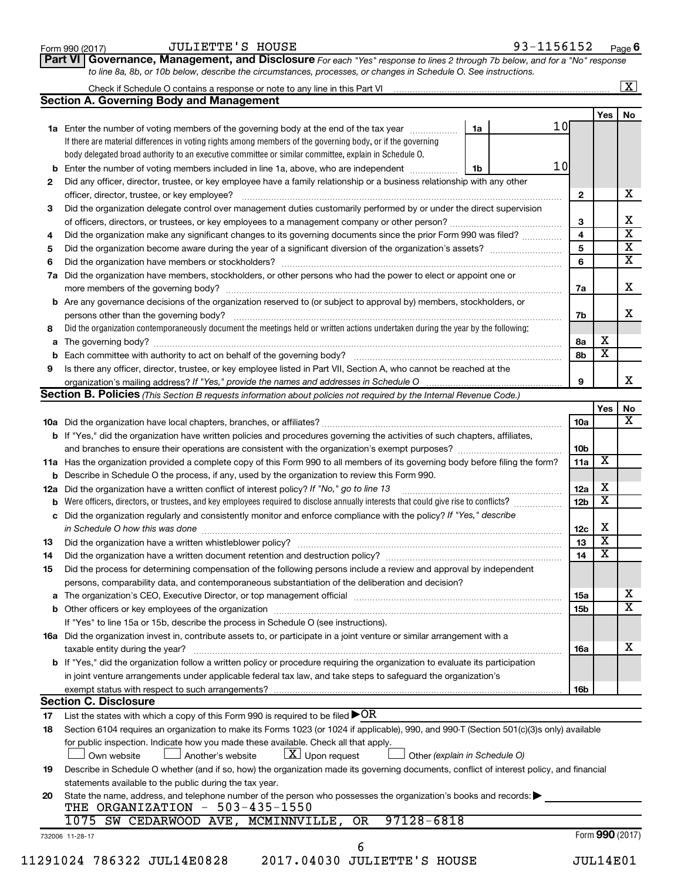Form 990 (2017) JULIETTE'S HOUSE 93-1156152 Page 6

**Part VI Governance, Management, and Disclosure** *For each "Yes" response to lines 2 through 7b below, and for a "No" response to line 8a, 8b, or 10b below, describe the circumstances, processes, or changes in Schedule O. See instructions.*

Check if Schedule O contains a response or note to any line in this Part VI ..... [X]

## Section A. Governing Body and Management

| | | | | Yes | No |
|---|---|---|---|---|---|
| **1a** | Enter the number of voting members of the governing body at the end of the tax year ..... **1a** 10 <br> If there are material differences in voting rights among members of the governing body, or if the governing body delegated broad authority to an executive committee or similar committee, explain in Schedule O. | | | | |
| **b** | Enter the number of voting members included in line 1a, above, who are independent ..... **1b** 10 | | | | |
| **2** | Did any officer, director, trustee, or key employee have a family relationship or a business relationship with any other officer, director, trustee, or key employee? | **2** | | | X |
| **3** | Did the organization delegate control over management duties customarily performed by or under the direct supervision of officers, directors, or trustees, or key employees to a management company or other person? | **3** | | | X |
| **4** | Did the organization make any significant changes to its governing documents since the prior Form 990 was filed? | **4** | | | X |
| **5** | Did the organization become aware during the year of a significant diversion of the organization's assets? | **5** | | | X |
| **6** | Did the organization have members or stockholders? | **6** | | | X |
| **7a** | Did the organization have members, stockholders, or other persons who had the power to elect or appoint one or more members of the governing body? | **7a** | | | X |
| **b** | Are any governance decisions of the organization reserved to (or subject to approval by) members, stockholders, or persons other than the governing body? | **7b** | | | X |
| **8** | Did the organization contemporaneously document the meetings held or written actions undertaken during the year by the following: | | | | |
| **a** | The governing body? | **8a** | | X | |
| **b** | Each committee with authority to act on behalf of the governing body? | **8b** | | X | |
| **9** | Is there any officer, director, trustee, or key employee listed in Part VII, Section A, who cannot be reached at the organization's mailing address? *If "Yes," provide the names and addresses in Schedule O* | **9** | | | X |

## Section B. Policies *(This Section B requests information about policies not required by the Internal Revenue Code.)*

| | | | Yes | No |
|---|---|---|---|---|
| **10a** | Did the organization have local chapters, branches, or affiliates? | **10a** | | X |
| **b** | If "Yes," did the organization have written policies and procedures governing the activities of such chapters, affiliates, and branches to ensure their operations are consistent with the organization's exempt purposes? | **10b** | | |
| **11a** | Has the organization provided a complete copy of this Form 990 to all members of its governing body before filing the form? | **11a** | X | |
| **b** | Describe in Schedule O the process, if any, used by the organization to review this Form 990. | | | |
| **12a** | Did the organization have a written conflict of interest policy? *If "No," go to line 13* | **12a** | X | |
| **b** | Were officers, directors, or trustees, and key employees required to disclose annually interests that could give rise to conflicts? | **12b** | X | |
| **c** | Did the organization regularly and consistently monitor and enforce compliance with the policy? *If "Yes," describe in Schedule O how this was done* | **12c** | X | |
| **13** | Did the organization have a written whistleblower policy? | **13** | X | |
| **14** | Did the organization have a written document retention and destruction policy? | **14** | X | |
| **15** | Did the process for determining compensation of the following persons include a review and approval by independent persons, comparability data, and contemporaneous substantiation of the deliberation and decision? | | | |
| **a** | The organization's CEO, Executive Director, or top management official | **15a** | | X |
| **b** | Other officers or key employees of the organization | **15b** | | X |
| | If "Yes" to line 15a or 15b, describe the process in Schedule O (see instructions). | | | |
| **16a** | Did the organization invest in, contribute assets to, or participate in a joint venture or similar arrangement with a taxable entity during the year? | **16a** | | X |
| **b** | If "Yes," did the organization follow a written policy or procedure requiring the organization to evaluate its participation in joint venture arrangements under applicable federal tax law, and take steps to safeguard the organization's exempt status with respect to such arrangements? | **16b** | | |

## Section C. Disclosure

**17** List the states with which a copy of this Form 990 is required to be filed ▶OR

**18** Section 6104 requires an organization to make its Forms 1023 (or 1024 if applicable), 990, and 990-T (Section 501(c)(3)s only) available for public inspection. Indicate how you made these available. Check all that apply.

[ ] Own website [ ] Another's website [X] Upon request [ ] Other *(explain in Schedule O)*

**19** Describe in Schedule O whether (and if so, how) the organization made its governing documents, conflict of interest policy, and financial statements available to the public during the tax year.

**20** State the name, address, and telephone number of the person who possesses the organization's books and records: ▶

THE ORGANIZATION - 503-435-1550
1075 SW CEDARWOOD AVE, MCMINNVILLE, OR 97128-6818

732006 11-28-17 Form **990** (2017)

11291024 786322 JUL14E0828 2017.04030 JULIETTE'S HOUSE JUL14E01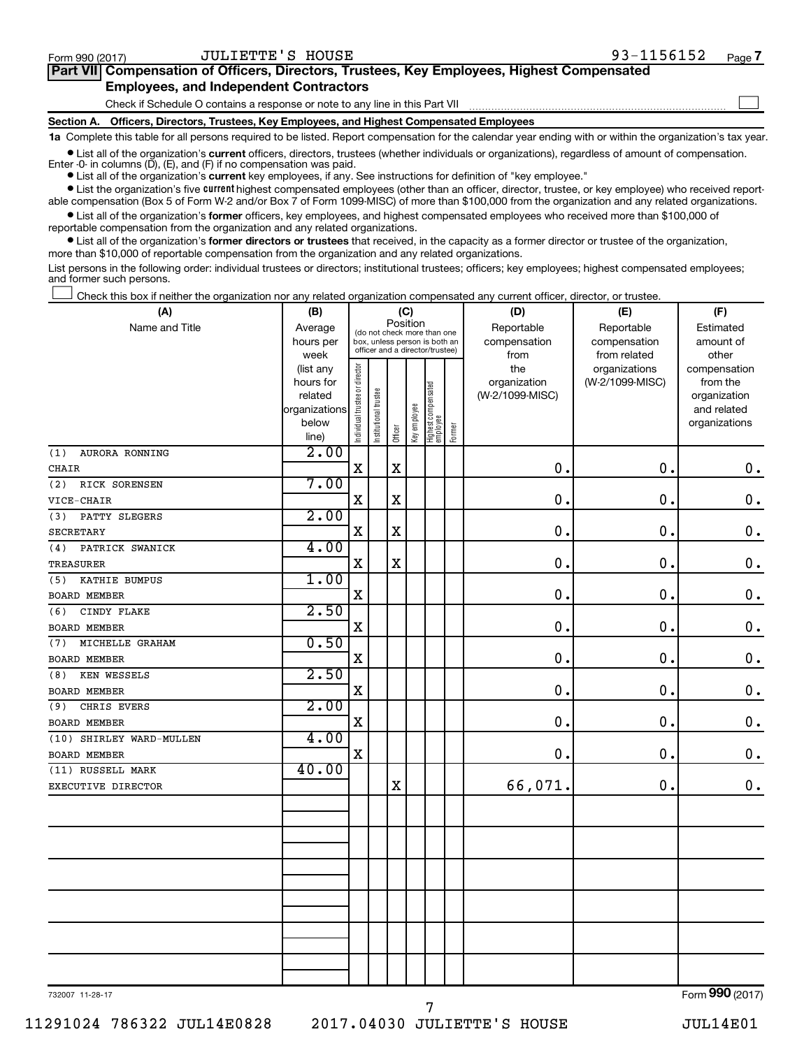Form 990 (2017) JULIETTE'S HOUSE 93-1156152 Page 7

**Part VII Compensation of Officers, Directors, Trustees, Key Employees, Highest Compensated Employees, and Independent Contractors**

Check if Schedule O contains a response or note to any line in this Part VII

**Section A. Officers, Directors, Trustees, Key Employees, and Highest Compensated Employees**

**1a** Complete this table for all persons required to be listed. Report compensation for the calendar year ending with or within the organization's tax year.

- List all of the organization's **current** officers, directors, trustees (whether individuals or organizations), regardless of amount of compensation. Enter -0- in columns (D), (E), and (F) if no compensation was paid.
- List all of the organization's **current** key employees, if any. See instructions for definition of "key employee."
- List the organization's five **current** highest compensated employees (other than an officer, director, trustee, or key employee) who received reportable compensation (Box 5 of Form W-2 and/or Box 7 of Form 1099-MISC) of more than $100,000 from the organization and any related organizations.
- List all of the organization's **former** officers, key employees, and highest compensated employees who received more than $100,000 of reportable compensation from the organization and any related organizations.
- List all of the organization's **former directors or trustees** that received, in the capacity as a former director or trustee of the organization, more than $10,000 of reportable compensation from the organization and any related organizations.

List persons in the following order: individual trustees or directors; institutional trustees; officers; key employees; highest compensated employees; and former such persons.

☐ Check this box if neither the organization nor any related organization compensated any current officer, director, or trustee.

| (A) Name and Title | (B) Average hours per week (list any hours for related organizations below line) | (C) Position: Individual trustee or director | Institutional trustee | Officer | Key employee | Highest compensated employee | Former | (D) Reportable compensation from the organization (W-2/1099-MISC) | (E) Reportable compensation from related organizations (W-2/1099-MISC) | (F) Estimated amount of other compensation from the organization and related organizations |
|---|---|---|---|---|---|---|---|---|---|---|
| (1) AURORA RONNING<br>CHAIR | 2.00 | X | | X | | | | 0. | 0. | 0. |
| (2) RICK SORENSEN<br>VICE-CHAIR | 7.00 | X | | X | | | | 0. | 0. | 0. |
| (3) PATTY SLEGERS<br>SECRETARY | 2.00 | X | | X | | | | 0. | 0. | 0. |
| (4) PATRICK SWANICK<br>TREASURER | 4.00 | X | | X | | | | 0. | 0. | 0. |
| (5) KATHIE BUMPUS<br>BOARD MEMBER | 1.00 | X | | | | | | 0. | 0. | 0. |
| (6) CINDY FLAKE<br>BOARD MEMBER | 2.50 | X | | | | | | 0. | 0. | 0. |
| (7) MICHELLE GRAHAM<br>BOARD MEMBER | 0.50 | X | | | | | | 0. | 0. | 0. |
| (8) KEN WESSELS<br>BOARD MEMBER | 2.50 | X | | | | | | 0. | 0. | 0. |
| (9) CHRIS EVERS<br>BOARD MEMBER | 2.00 | X | | | | | | 0. | 0. | 0. |
| (10) SHIRLEY WARD-MULLEN<br>BOARD MEMBER | 4.00 | X | | | | | | 0. | 0. | 0. |
| (11) RUSSELL MARK<br>EXECUTIVE DIRECTOR | 40.00 | | | X | | | | 66,071. | 0. | 0. |

732007 11-28-17

Form **990** (2017)

11291024 786322 JUL14E0828 2017.04030 JULIETTE'S HOUSE JUL14E01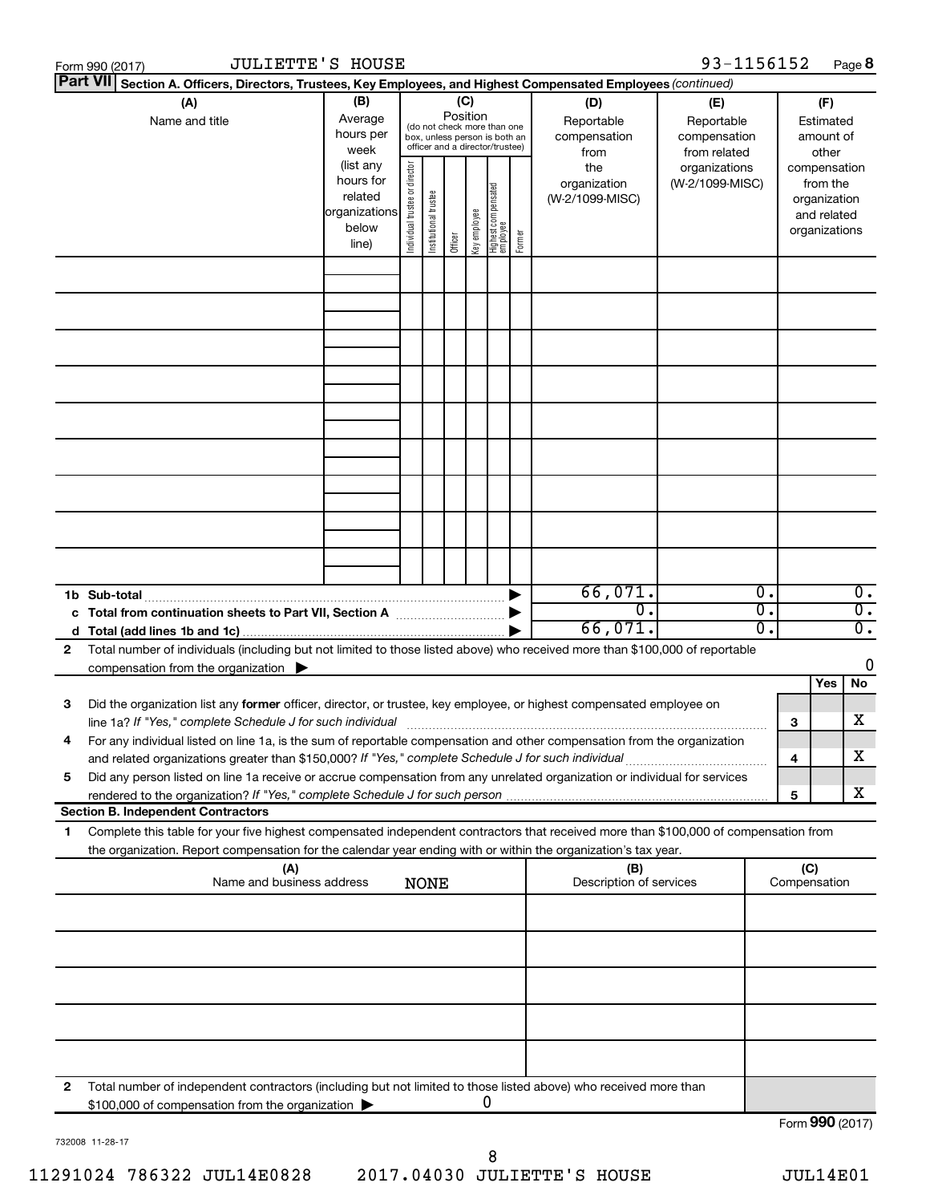Form 990 (2017) JULIETTE'S HOUSE 93-1156152 Page **8**

**Part VII** **Section A. Officers, Directors, Trustees, Key Employees, and Highest Compensated Employees** *(continued)*

| (A) Name and title | (B) Average hours per week (list any hours for related organizations below line) | (C) Position (do not check more than one box, unless person is both an officer and a director/trustee): Individual trustee or director | Institutional trustee | Officer | Key employee | Highest compensated employee | Former | (D) Reportable compensation from the organization (W-2/1099-MISC) | (E) Reportable compensation from related organizations (W-2/1099-MISC) | (F) Estimated amount of other compensation from the organization and related organizations |
|---|---|---|---|---|---|---|---|---|---|---|
| | | | | | | | | | | |
| **1b Sub-total** | | | | | | | ▶ | 66,071. | 0. | 0. |
| **c Total from continuation sheets to Part VII, Section A** | | | | | | | ▶ | 0. | 0. | 0. |
| **d Total (add lines 1b and 1c)** | | | | | | | ▶ | 66,071. | 0. | 0. |

**2** Total number of individuals (including but not limited to those listed above) who received more than $100,000 of reportable compensation from the organization ▶ 0

| | | | Yes | No |
|---|---|---|---|---|
| **3** | Did the organization list any **former** officer, director, or trustee, key employee, or highest compensated employee on line 1a? *If "Yes," complete Schedule J for such individual* | 3 | | X |
| **4** | For any individual listed on line 1a, is the sum of reportable compensation and other compensation from the organization and related organizations greater than $150,000? *If "Yes," complete Schedule J for such individual* | 4 | | X |
| **5** | Did any person listed on line 1a receive or accrue compensation from any unrelated organization or individual for services rendered to the organization? *If "Yes," complete Schedule J for such person* | 5 | | X |

**Section B. Independent Contractors**

**1** Complete this table for your five highest compensated independent contractors that received more than $100,000 of compensation from the organization. Report compensation for the calendar year ending with or within the organization's tax year.

| (A) Name and business address | (B) Description of services | (C) Compensation |
|---|---|---|
| NONE | | |
| | | |
| | | |
| | | |
| | | |

**2** Total number of independent contractors (including but not limited to those listed above) who received more than $100,000 of compensation from the organization ▶ 0

Form **990** (2017)

732008 11-28-17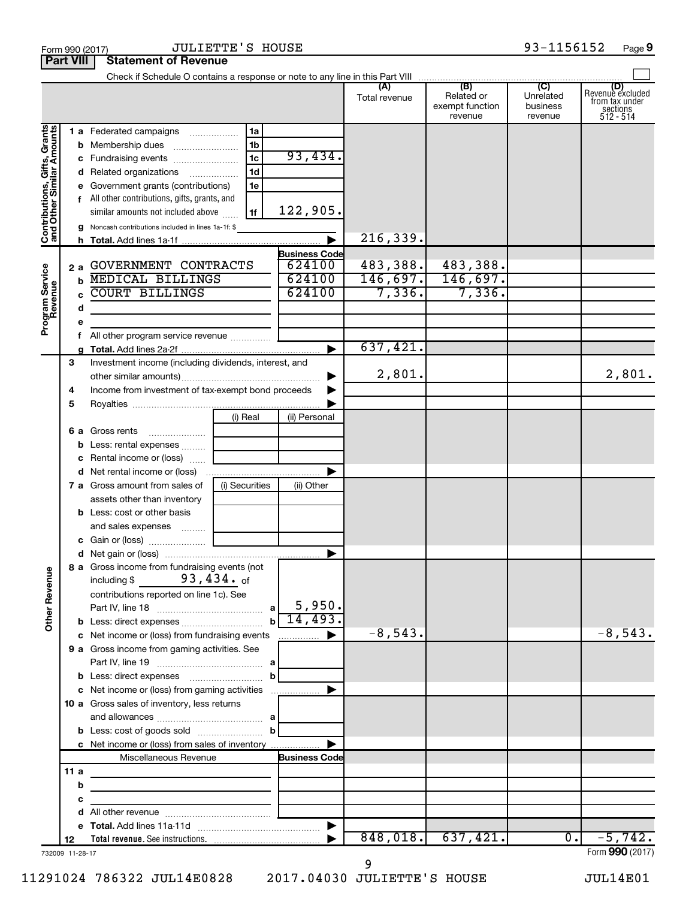Form 990 (2017) JULIETTE'S HOUSE 93-1156152 Page 9

## Part VIII Statement of Revenue

Check if Schedule O contains a response or note to any line in this Part VIII ☐

| | | | (A) Total revenue | (B) Related or exempt function revenue | (C) Unrelated business revenue | (D) Revenue excluded from tax under sections 512 - 514 |
|---|---|---|---|---|---|---|
| **Contributions, Gifts, Grants and Other Similar Amounts** | | | | | | |
| 1 a | Federated campaigns | 1a | | | | |
| b | Membership dues | 1b | | | | |
| c | Fundraising events | 1c 93,434. | | | | |
| d | Related organizations | 1d | | | | |
| e | Government grants (contributions) | 1e | | | | |
| f | All other contributions, gifts, grants, and similar amounts not included above | 1f 122,905. | | | | |
| g | Noncash contributions included in lines 1a-1f: $ | | | | | |
| h | **Total.** Add lines 1a-1f | ▶ | 216,339. | | | |
| **Program Service Revenue** | | Business Code | | | | |
| 2 a | GOVERNMENT CONTRACTS | 624100 | 483,388. | 483,388. | | |
| b | MEDICAL BILLINGS | 624100 | 146,697. | 146,697. | | |
| c | COURT BILLINGS | 624100 | 7,336. | 7,336. | | |
| d | | | | | | |
| e | | | | | | |
| f | All other program service revenue | | | | | |
| g | **Total.** Add lines 2a-2f | ▶ | 637,421. | | | |
| 3 | Investment income (including dividends, interest, and other similar amounts) | ▶ | 2,801. | | | 2,801. |
| 4 | Income from investment of tax-exempt bond proceeds | ▶ | | | | |
| 5 | Royalties | ▶ | | | | |
| | | (i) Real / (ii) Personal | | | | |
| 6 a | Gross rents | | | | | |
| b | Less: rental expenses | | | | | |
| c | Rental income or (loss) | | | | | |
| d | Net rental income or (loss) | ▶ | | | | |
| | | (i) Securities / (ii) Other | | | | |
| 7 a | Gross amount from sales of assets other than inventory | | | | | |
| b | Less: cost or other basis and sales expenses | | | | | |
| c | Gain or (loss) | | | | | |
| d | Net gain or (loss) | ▶ | | | | |
| **Other Revenue** | | | | | | |
| 8 a | Gross income from fundraising events (not including $ 93,434. of contributions reported on line 1c). See Part IV, line 18 | a 5,950. | | | | |
| b | Less: direct expenses | b 14,493. | | | | |
| c | Net income or (loss) from fundraising events | ▶ | -8,543. | | | -8,543. |
| 9 a | Gross income from gaming activities. See Part IV, line 19 | a | | | | |
| b | Less: direct expenses | b | | | | |
| c | Net income or (loss) from gaming activities | ▶ | | | | |
| 10 a | Gross sales of inventory, less returns and allowances | a | | | | |
| b | Less: cost of goods sold | b | | | | |
| c | Net income or (loss) from sales of inventory | ▶ | | | | |
| | Miscellaneous Revenue | Business Code | | | | |
| 11 a | | | | | | |
| b | | | | | | |
| c | | | | | | |
| d | All other revenue | | | | | |
| e | **Total.** Add lines 11a-11d | ▶ | | | | |
| 12 | **Total revenue.** See instructions. | ▶ | 848,018. | 637,421. | 0. | -5,742. |

732009 11-28-17 Form **990** (2017)

11291024 786322 JUL14E0828 2017.04030 JULIETTE'S HOUSE JUL14E01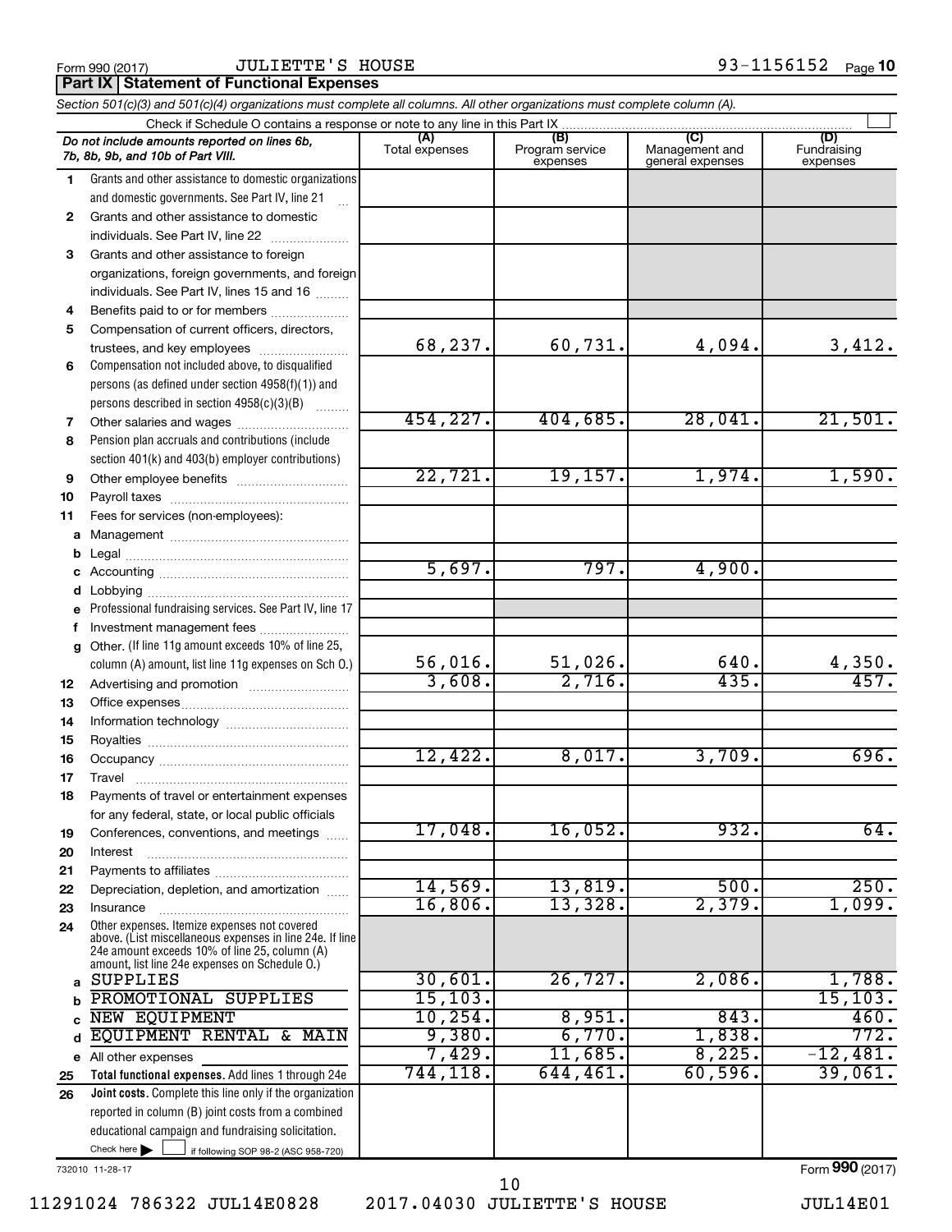Form 990 (2017) JULIETTE'S HOUSE 93-1156152

## Part IX Statement of Functional Expenses

*Section 501(c)(3) and 501(c)(4) organizations must complete all columns. All other organizations must complete column (A).*

Check if Schedule O contains a response or note to any line in this Part IX

| *Do not include amounts reported on lines 6b, 7b, 8b, 9b, and 10b of Part VIII.* | (A) Total expenses | (B) Program service expenses | (C) Management and general expenses | (D) Fundraising expenses |
|---|---|---|---|---|
| 1 Grants and other assistance to domestic organizations and domestic governments. See Part IV, line 21 | | | | |
| 2 Grants and other assistance to domestic individuals. See Part IV, line 22 | | | | |
| 3 Grants and other assistance to foreign organizations, foreign governments, and foreign individuals. See Part IV, lines 15 and 16 | | | | |
| 4 Benefits paid to or for members | | | | |
| 5 Compensation of current officers, directors, trustees, and key employees | 68,237. | 60,731. | 4,094. | 3,412. |
| 6 Compensation not included above, to disqualified persons (as defined under section 4958(f)(1)) and persons described in section 4958(c)(3)(B) | | | | |
| 7 Other salaries and wages | 454,227. | 404,685. | 28,041. | 21,501. |
| 8 Pension plan accruals and contributions (include section 401(k) and 403(b) employer contributions) | | | | |
| 9 Other employee benefits | 22,721. | 19,157. | 1,974. | 1,590. |
| 10 Payroll taxes | | | | |
| 11 Fees for services (non-employees): | | | | |
| a Management | | | | |
| b Legal | | | | |
| c Accounting | 5,697. | 797. | 4,900. | |
| d Lobbying | | | | |
| e Professional fundraising services. See Part IV, line 17 | | | | |
| f Investment management fees | | | | |
| g Other. (If line 11g amount exceeds 10% of line 25, column (A) amount, list line 11g expenses on Sch O.) | 56,016. | 51,026. | 640. | 4,350. |
| 12 Advertising and promotion | 3,608. | 2,716. | 435. | 457. |
| 13 Office expenses | | | | |
| 14 Information technology | | | | |
| 15 Royalties | | | | |
| 16 Occupancy | 12,422. | 8,017. | 3,709. | 696. |
| 17 Travel | | | | |
| 18 Payments of travel or entertainment expenses for any federal, state, or local public officials | | | | |
| 19 Conferences, conventions, and meetings | 17,048. | 16,052. | 932. | 64. |
| 20 Interest | | | | |
| 21 Payments to affiliates | | | | |
| 22 Depreciation, depletion, and amortization | 14,569. | 13,819. | 500. | 250. |
| 23 Insurance | 16,806. | 13,328. | 2,379. | 1,099. |
| 24 Other expenses. Itemize expenses not covered above. (List miscellaneous expenses in line 24e. If line 24e amount exceeds 10% of line 25, column (A) amount, list line 24e expenses on Schedule O.) | | | | |
| a SUPPLIES | 30,601. | 26,727. | 2,086. | 1,788. |
| b PROMOTIONAL SUPPLIES | 15,103. | | | 15,103. |
| c NEW EQUIPMENT | 10,254. | 8,951. | 843. | 460. |
| d EQUIPMENT RENTAL & MAIN | 9,380. | 6,770. | 1,838. | 772. |
| e All other expenses | 7,429. | 11,685. | 8,225. | -12,481. |
| 25 **Total functional expenses.** Add lines 1 through 24e | 744,118. | 644,461. | 60,596. | 39,061. |
| 26 **Joint costs.** Complete this line only if the organization reported in column (B) joint costs from a combined educational campaign and fundraising solicitation. Check here ☐ if following SOP 98-2 (ASC 958-720) | | | | |

732010 11-28-17 Form **990** (2017)

11291024 786322 JUL14E0828 2017.04030 JULIETTE'S HOUSE JUL14E01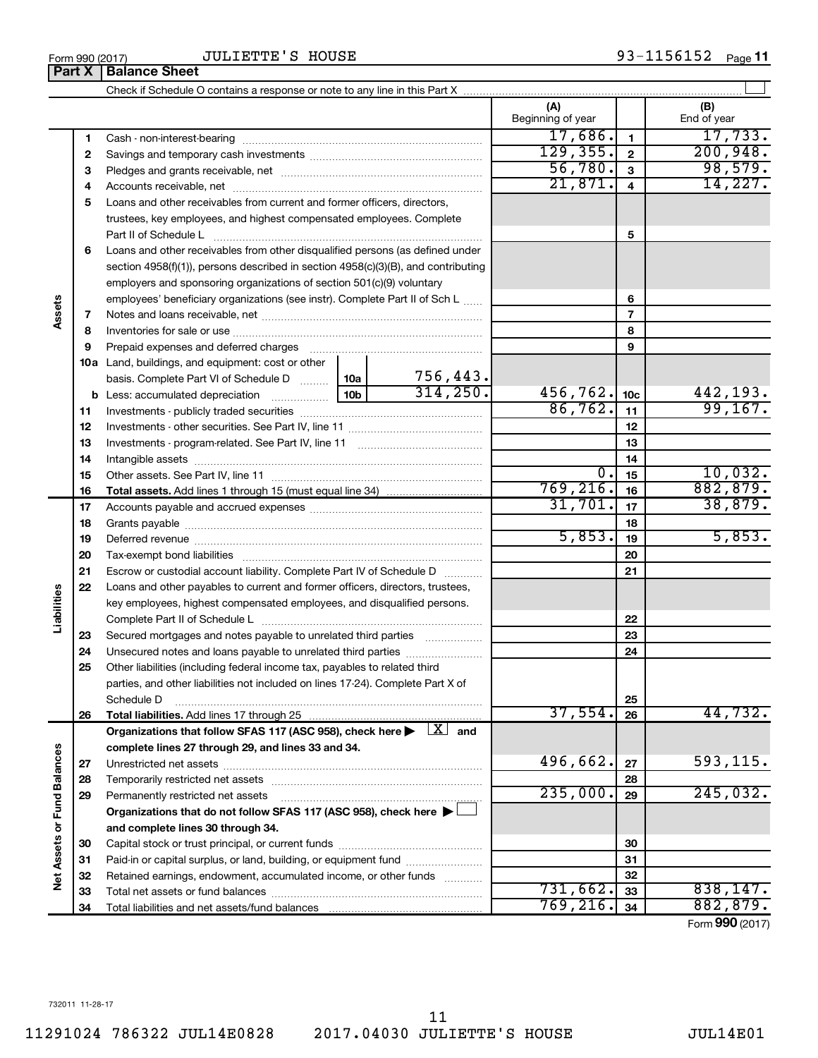Form 990 (2017) JULIETTE'S HOUSE 93-1156152

## Part X Balance Sheet

Check if Schedule O contains a response or note to any line in this Part X

| | | | | (A) Beginning of year | | (B) End of year |
|---|---|---|---|---|---|---|
| **Assets** | 1 | Cash - non-interest-bearing | | 17,686. | 1 | 17,733. |
| | 2 | Savings and temporary cash investments | | 129,355. | 2 | 200,948. |
| | 3 | Pledges and grants receivable, net | | 56,780. | 3 | 98,579. |
| | 4 | Accounts receivable, net | | 21,871. | 4 | 14,227. |
| | 5 | Loans and other receivables from current and former officers, directors, trustees, key employees, and highest compensated employees. Complete Part II of Schedule L | | | 5 | |
| | 6 | Loans and other receivables from other disqualified persons (as defined under section 4958(f)(1)), persons described in section 4958(c)(3)(B), and contributing employers and sponsoring organizations of section 501(c)(9) voluntary employees' beneficiary organizations (see instr). Complete Part II of Sch L | | | 6 | |
| | 7 | Notes and loans receivable, net | | | 7 | |
| | 8 | Inventories for sale or use | | | 8 | |
| | 9 | Prepaid expenses and deferred charges | | | 9 | |
| | 10a | Land, buildings, and equipment: cost or other basis. Complete Part VI of Schedule D | 10a 756,443. | | | |
| | b | Less: accumulated depreciation | 10b 314,250. | 456,762. | 10c | 442,193. |
| | 11 | Investments - publicly traded securities | | 86,762. | 11 | 99,167. |
| | 12 | Investments - other securities. See Part IV, line 11 | | | 12 | |
| | 13 | Investments - program-related. See Part IV, line 11 | | | 13 | |
| | 14 | Intangible assets | | | 14 | |
| | 15 | Other assets. See Part IV, line 11 | | 0. | 15 | 10,032. |
| | 16 | **Total assets.** Add lines 1 through 15 (must equal line 34) | | 769,216. | 16 | 882,879. |
| **Liabilities** | 17 | Accounts payable and accrued expenses | | 31,701. | 17 | 38,879. |
| | 18 | Grants payable | | | 18 | |
| | 19 | Deferred revenue | | 5,853. | 19 | 5,853. |
| | 20 | Tax-exempt bond liabilities | | | 20 | |
| | 21 | Escrow or custodial account liability. Complete Part IV of Schedule D | | | 21 | |
| | 22 | Loans and other payables to current and former officers, directors, trustees, key employees, highest compensated employees, and disqualified persons. Complete Part II of Schedule L | | | 22 | |
| | 23 | Secured mortgages and notes payable to unrelated third parties | | | 23 | |
| | 24 | Unsecured notes and loans payable to unrelated third parties | | | 24 | |
| | 25 | Other liabilities (including federal income tax, payables to related third parties, and other liabilities not included on lines 17-24). Complete Part X of Schedule D | | | 25 | |
| | 26 | **Total liabilities.** Add lines 17 through 25 | | 37,554. | 26 | 44,732. |
| **Net Assets or Fund Balances** | | **Organizations that follow SFAS 117 (ASC 958), check here ▶ [X] and complete lines 27 through 29, and lines 33 and 34.** | | | | |
| | 27 | Unrestricted net assets | | 496,662. | 27 | 593,115. |
| | 28 | Temporarily restricted net assets | | | 28 | |
| | 29 | Permanently restricted net assets | | 235,000. | 29 | 245,032. |
| | | **Organizations that do not follow SFAS 117 (ASC 958), check here ▶ [ ] and complete lines 30 through 34.** | | | | |
| | 30 | Capital stock or trust principal, or current funds | | | 30 | |
| | 31 | Paid-in or capital surplus, or land, building, or equipment fund | | | 31 | |
| | 32 | Retained earnings, endowment, accumulated income, or other funds | | | 32 | |
| | 33 | Total net assets or fund balances | | 731,662. | 33 | 838,147. |
| | 34 | Total liabilities and net assets/fund balances | | 769,216. | 34 | 882,879. |

Form **990** (2017)

732011 11-28-17

11291024 786322 JUL14E0828 2017.04030 JULIETTE'S HOUSE JUL14E01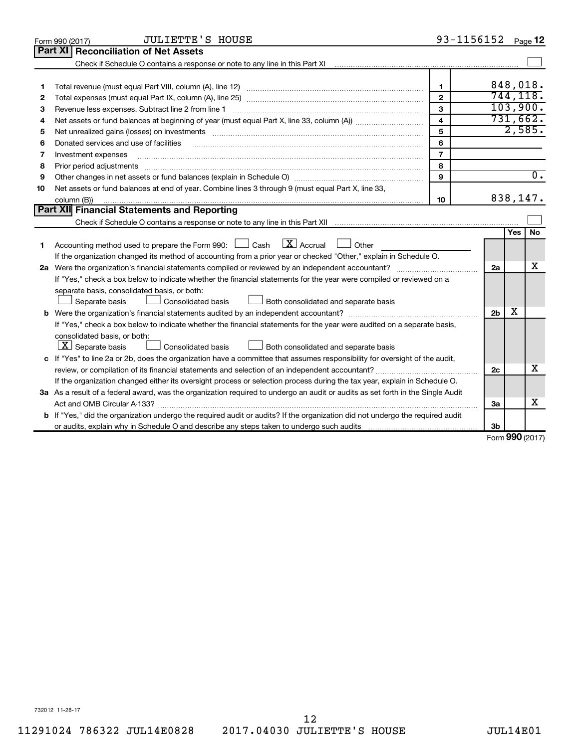Form 990 (2017) JULIETTE'S HOUSE 93-1156152 Page **12**

## Part XI Reconciliation of Net Assets

Check if Schedule O contains a response or note to any line in this Part XI ☐

| | | | |
|---|---|---|---|
| 1 | Total revenue (must equal Part VIII, column (A), line 12) | 1 | 848,018. |
| 2 | Total expenses (must equal Part IX, column (A), line 25) | 2 | 744,118. |
| 3 | Revenue less expenses. Subtract line 2 from line 1 | 3 | 103,900. |
| 4 | Net assets or fund balances at beginning of year (must equal Part X, line 33, column (A)) | 4 | 731,662. |
| 5 | Net unrealized gains (losses) on investments | 5 | 2,585. |
| 6 | Donated services and use of facilities | 6 | |
| 7 | Investment expenses | 7 | |
| 8 | Prior period adjustments | 8 | |
| 9 | Other changes in net assets or fund balances (explain in Schedule O) | 9 | 0. |
| 10 | Net assets or fund balances at end of year. Combine lines 3 through 9 (must equal Part X, line 33, column (B)) | 10 | 838,147. |

## Part XII Financial Statements and Reporting

Check if Schedule O contains a response or note to any line in this Part XII ☐

| | | | Yes | No |
|---|---|---|---|---|
| 1 | Accounting method used to prepare the Form 990: ☐ Cash ☒ Accrual ☐ Other ______<br>If the organization changed its method of accounting from a prior year or checked "Other," explain in Schedule O. | | | |
| 2a | Were the organization's financial statements compiled or reviewed by an independent accountant?<br>If "Yes," check a box below to indicate whether the financial statements for the year were compiled or reviewed on a separate basis, consolidated basis, or both:<br>☐ Separate basis ☐ Consolidated basis ☐ Both consolidated and separate basis | 2a | | X |
| b | Were the organization's financial statements audited by an independent accountant?<br>If "Yes," check a box below to indicate whether the financial statements for the year were audited on a separate basis, consolidated basis, or both:<br>☒ Separate basis ☐ Consolidated basis ☐ Both consolidated and separate basis | 2b | X | |
| c | If "Yes" to line 2a or 2b, does the organization have a committee that assumes responsibility for oversight of the audit, review, or compilation of its financial statements and selection of an independent accountant?<br>If the organization changed either its oversight process or selection process during the tax year, explain in Schedule O. | 2c | | X |
| 3a | As a result of a federal award, was the organization required to undergo an audit or audits as set forth in the Single Audit Act and OMB Circular A-133? | 3a | | X |
| b | If "Yes," did the organization undergo the required audit or audits? If the organization did not undergo the required audit or audits, explain why in Schedule O and describe any steps taken to undergo such audits | 3b | | |

Form **990** (2017)

732012 11-28-17

11291024 786322 JUL14E0828 2017.04030 JULIETTE'S HOUSE JUL14E01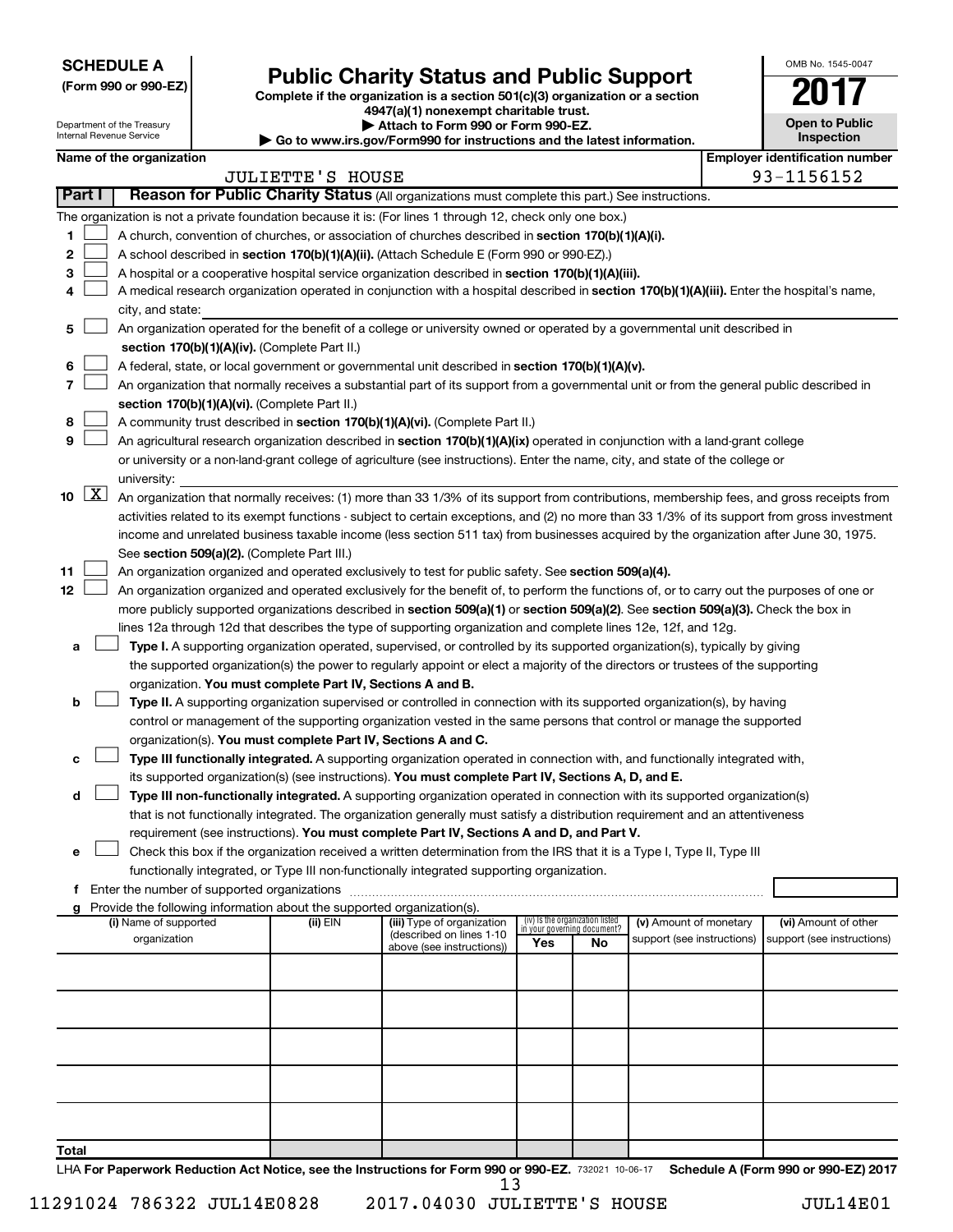**SCHEDULE A**
**(Form 990 or 990-EZ)**

Department of the Treasury
Internal Revenue Service

# Public Charity Status and Public Support

**Complete if the organization is a section 501(c)(3) organization or a section 4947(a)(1) nonexempt charitable trust.**
**▶ Attach to Form 990 or Form 990-EZ.**
**▶ Go to www.irs.gov/Form990 for instructions and the latest information.**

OMB No. 1545-0047

**2017**

**Open to Public Inspection**

**Name of the organization:** JULIETTE'S HOUSE
**Employer identification number:** 93-1156152

**Part I — Reason for Public Charity Status** (All organizations must complete this part.) See instructions.

The organization is not a private foundation because it is: (For lines 1 through 12, check only one box.)

1. ☐ A church, convention of churches, or association of churches described in **section 170(b)(1)(A)(i).**
2. ☐ A school described in **section 170(b)(1)(A)(ii).** (Attach Schedule E (Form 990 or 990-EZ).)
3. ☐ A hospital or a cooperative hospital service organization described in **section 170(b)(1)(A)(iii).**
4. ☐ A medical research organization operated in conjunction with a hospital described in **section 170(b)(1)(A)(iii).** Enter the hospital's name, city, and state:
5. ☐ An organization operated for the benefit of a college or university owned or operated by a governmental unit described in **section 170(b)(1)(A)(iv).** (Complete Part II.)
6. ☐ A federal, state, or local government or governmental unit described in **section 170(b)(1)(A)(v).**
7. ☐ An organization that normally receives a substantial part of its support from a governmental unit or from the general public described in **section 170(b)(1)(A)(vi).** (Complete Part II.)
8. ☐ A community trust described in **section 170(b)(1)(A)(vi).** (Complete Part II.)
9. ☐ An agricultural research organization described in **section 170(b)(1)(A)(ix)** operated in conjunction with a land-grant college or university or a non-land-grant college of agriculture (see instructions). Enter the name, city, and state of the college or university:
10. ☒ An organization that normally receives: (1) more than 33 1/3% of its support from contributions, membership fees, and gross receipts from activities related to its exempt functions - subject to certain exceptions, and (2) no more than 33 1/3% of its support from gross investment income and unrelated business taxable income (less section 511 tax) from businesses acquired by the organization after June 30, 1975. See **section 509(a)(2).** (Complete Part III.)
11. ☐ An organization organized and operated exclusively to test for public safety. See **section 509(a)(4).**
12. ☐ An organization organized and operated exclusively for the benefit of, to perform the functions of, or to carry out the purposes of one or more publicly supported organizations described in **section 509(a)(1)** or **section 509(a)(2).** See **section 509(a)(3).** Check the box in lines 12a through 12d that describes the type of supporting organization and complete lines 12e, 12f, and 12g.
   - **a** ☐ **Type I.** A supporting organization operated, supervised, or controlled by its supported organization(s), typically by giving the supported organization(s) the power to regularly appoint or elect a majority of the directors or trustees of the supporting organization. **You must complete Part IV, Sections A and B.**
   - **b** ☐ **Type II.** A supporting organization supervised or controlled in connection with its supported organization(s), by having control or management of the supporting organization vested in the same persons that control or manage the supported organization(s). **You must complete Part IV, Sections A and C.**
   - **c** ☐ **Type III functionally integrated.** A supporting organization operated in connection with, and functionally integrated with, its supported organization(s) (see instructions). **You must complete Part IV, Sections A, D, and E.**
   - **d** ☐ **Type III non-functionally integrated.** A supporting organization operated in connection with its supported organization(s) that is not functionally integrated. The organization generally must satisfy a distribution requirement and an attentiveness requirement (see instructions). **You must complete Part IV, Sections A and D, and Part V.**
   - **e** ☐ Check this box if the organization received a written determination from the IRS that it is a Type I, Type II, Type III functionally integrated, or Type III non-functionally integrated supporting organization.
   - **f** Enter the number of supported organizations
   - **g** Provide the following information about the supported organization(s).

| (i) Name of supported organization | (ii) EIN | (iii) Type of organization (described on lines 1-10 above (see instructions)) | (iv) Is the organization listed in your governing document? Yes | No | (v) Amount of monetary support (see instructions) | (vi) Amount of other support (see instructions) |
|---|---|---|---|---|---|---|
| | | | | | | |
| | | | | | | |
| | | | | | | |
| | | | | | | |
| | | | | | | |
| **Total** | | | | | | |

LHA **For Paperwork Reduction Act Notice, see the Instructions for Form 990 or 990-EZ.** 732021 10-06-17 **Schedule A (Form 990 or 990-EZ) 2017**

11291024 786322 JUL14E0828 2017.04030 JULIETTE'S HOUSE JUL14E01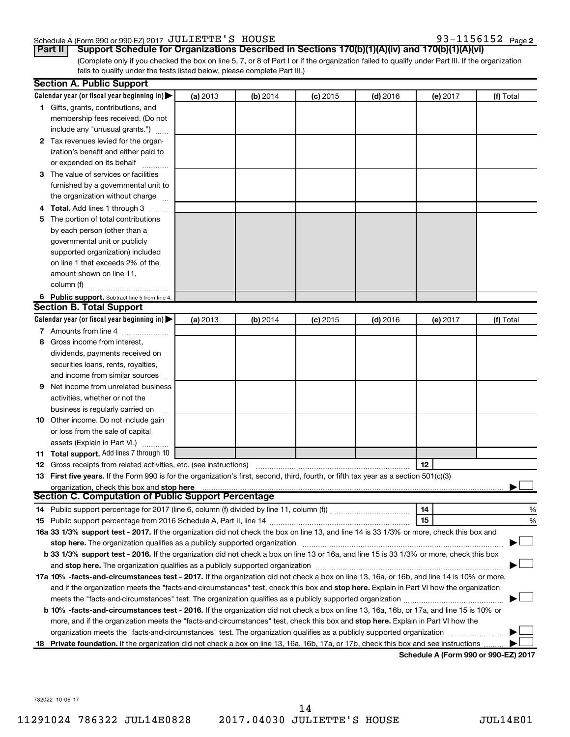Schedule A (Form 990 or 990-EZ) 2017 JULIETTE'S HOUSE 93-1156152 Page 2

**Part II | Support Schedule for Organizations Described in Sections 170(b)(1)(A)(iv) and 170(b)(1)(A)(vi)**

(Complete only if you checked the box on line 5, 7, or 8 of Part I or if the organization failed to qualify under Part III. If the organization fails to qualify under the tests listed below, please complete Part III.)

### Section A. Public Support

| Calendar year (or fiscal year beginning in) ▶ | (a) 2013 | (b) 2014 | (c) 2015 | (d) 2016 | (e) 2017 | (f) Total |
|---|---|---|---|---|---|---|
| **1** Gifts, grants, contributions, and membership fees received. (Do not include any "unusual grants.") | | | | | | |
| **2** Tax revenues levied for the organization's benefit and either paid to or expended on its behalf | | | | | | |
| **3** The value of services or facilities furnished by a governmental unit to the organization without charge | | | | | | |
| **4** **Total.** Add lines 1 through 3 | | | | | | |
| **5** The portion of total contributions by each person (other than a governmental unit or publicly supported organization) included on line 1 that exceeds 2% of the amount shown on line 11, column (f) | | | | | | |
| **6** **Public support.** Subtract line 5 from line 4. | | | | | | |

### Section B. Total Support

| Calendar year (or fiscal year beginning in) ▶ | (a) 2013 | (b) 2014 | (c) 2015 | (d) 2016 | (e) 2017 | (f) Total |
|---|---|---|---|---|---|---|
| **7** Amounts from line 4 | | | | | | |
| **8** Gross income from interest, dividends, payments received on securities loans, rents, royalties, and income from similar sources | | | | | | |
| **9** Net income from unrelated business activities, whether or not the business is regularly carried on | | | | | | |
| **10** Other income. Do not include gain or loss from the sale of capital assets (Explain in Part VI.) | | | | | | |
| **11** **Total support.** Add lines 7 through 10 | | | | | | |

**12** Gross receipts from related activities, etc. (see instructions) **12**

**13** **First five years.** If the Form 990 is for the organization's first, second, third, fourth, or fifth tax year as a section 501(c)(3) organization, check this box and **stop here** ▶ ☐

### Section C. Computation of Public Support Percentage

**14** Public support percentage for 2017 (line 6, column (f) divided by line 11, column (f)) **14** %

**15** Public support percentage from 2016 Schedule A, Part II, line 14 **15** %

**16a 33 1/3% support test - 2017.** If the organization did not check the box on line 13, and line 14 is 33 1/3% or more, check this box and **stop here.** The organization qualifies as a publicly supported organization ▶ ☐

**b 33 1/3% support test - 2016.** If the organization did not check a box on line 13 or 16a, and line 15 is 33 1/3% or more, check this box and **stop here.** The organization qualifies as a publicly supported organization ▶ ☐

**17a 10% -facts-and-circumstances test - 2017.** If the organization did not check a box on line 13, 16a, or 16b, and line 14 is 10% or more, and if the organization meets the "facts-and-circumstances" test, check this box and **stop here.** Explain in Part VI how the organization meets the "facts-and-circumstances" test. The organization qualifies as a publicly supported organization ▶ ☐

**b 10% -facts-and-circumstances test - 2016.** If the organization did not check a box on line 13, 16a, 16b, or 17a, and line 15 is 10% or more, and if the organization meets the "facts-and-circumstances" test, check this box and **stop here.** Explain in Part VI how the organization meets the "facts-and-circumstances" test. The organization qualifies as a publicly supported organization ▶ ☐

**18** **Private foundation.** If the organization did not check a box on line 13, 16a, 16b, 17a, or 17b, check this box and see instructions ▶ ☐

**Schedule A (Form 990 or 990-EZ) 2017**

732022 10-06-17

11291024 786322 JUL14E0828 2017.04030 JULIETTE'S HOUSE JUL14E01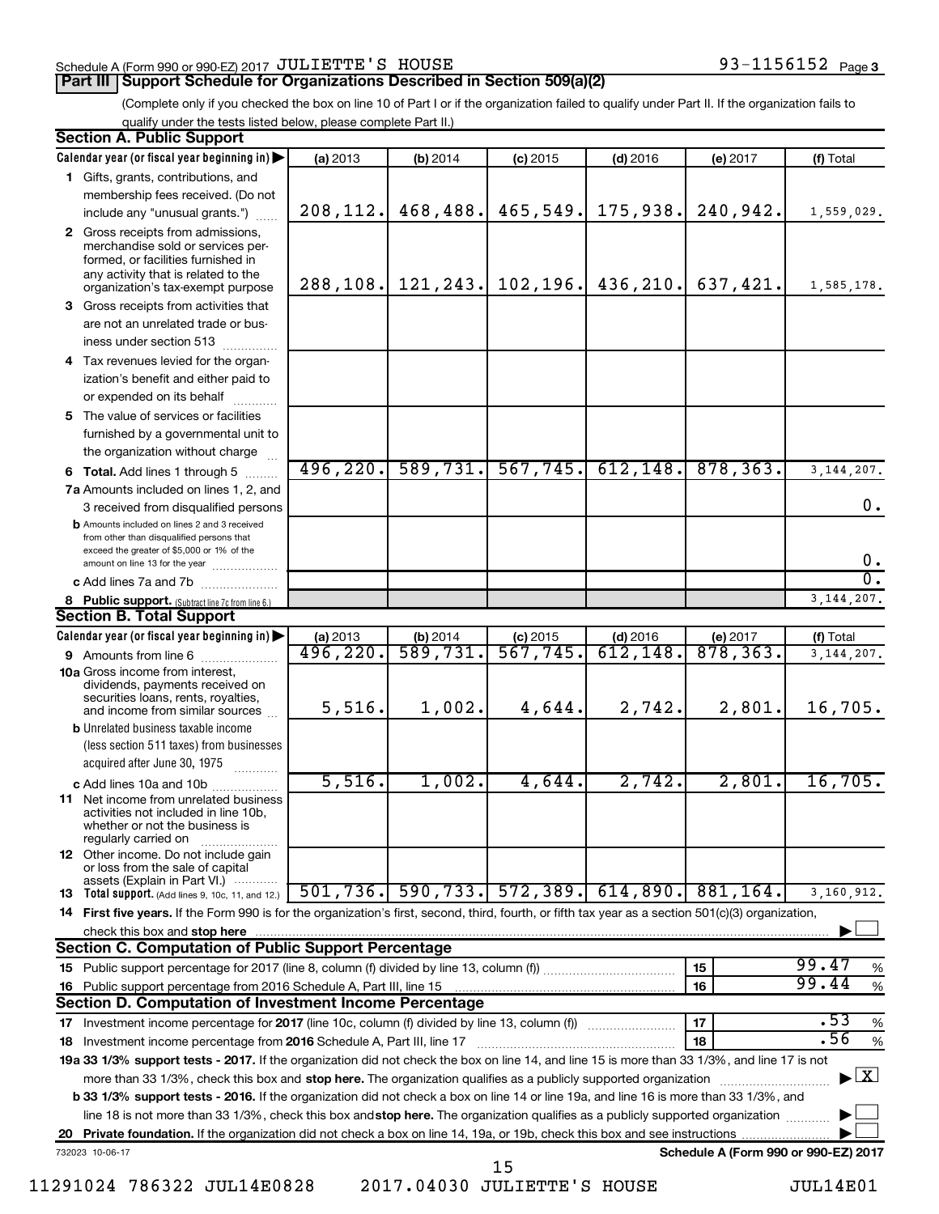Schedule A (Form 990 or 990-EZ) 2017 JULIETTE'S HOUSE 93-1156152 Page 3

## Part III Support Schedule for Organizations Described in Section 509(a)(2)

(Complete only if you checked the box on line 10 of Part I or if the organization failed to qualify under Part II. If the organization fails to qualify under the tests listed below, please complete Part II.)

### Section A. Public Support

| Calendar year (or fiscal year beginning in) ▶ | (a) 2013 | (b) 2014 | (c) 2015 | (d) 2016 | (e) 2017 | (f) Total |
|---|---|---|---|---|---|---|
| **1** Gifts, grants, contributions, and membership fees received. (Do not include any "unusual grants.") | 208,112. | 468,488. | 465,549. | 175,938. | 240,942. | 1,559,029. |
| **2** Gross receipts from admissions, merchandise sold or services performed, or facilities furnished in any activity that is related to the organization's tax-exempt purpose | 288,108. | 121,243. | 102,196. | 436,210. | 637,421. | 1,585,178. |
| **3** Gross receipts from activities that are not an unrelated trade or business under section 513 | | | | | | |
| **4** Tax revenues levied for the organization's benefit and either paid to or expended on its behalf | | | | | | |
| **5** The value of services or facilities furnished by a governmental unit to the organization without charge | | | | | | |
| **6 Total.** Add lines 1 through 5 | 496,220. | 589,731. | 567,745. | 612,148. | 878,363. | 3,144,207. |
| **7a** Amounts included on lines 1, 2, and 3 received from disqualified persons | | | | | | 0. |
| **b** Amounts included on lines 2 and 3 received from other than disqualified persons that exceed the greater of $5,000 or 1% of the amount on line 13 for the year | | | | | | 0. |
| **c** Add lines 7a and 7b | | | | | | 0. |
| **8 Public support.** (Subtract line 7c from line 6.) | | | | | | 3,144,207. |

### Section B. Total Support

| Calendar year (or fiscal year beginning in) ▶ | (a) 2013 | (b) 2014 | (c) 2015 | (d) 2016 | (e) 2017 | (f) Total |
|---|---|---|---|---|---|---|
| **9** Amounts from line 6 | 496,220. | 589,731. | 567,745. | 612,148. | 878,363. | 3,144,207. |
| **10a** Gross income from interest, dividends, payments received on securities loans, rents, royalties, and income from similar sources | 5,516. | 1,002. | 4,644. | 2,742. | 2,801. | 16,705. |
| **b** Unrelated business taxable income (less section 511 taxes) from businesses acquired after June 30, 1975 | | | | | | |
| **c** Add lines 10a and 10b | 5,516. | 1,002. | 4,644. | 2,742. | 2,801. | 16,705. |
| **11** Net income from unrelated business activities not included in line 10b, whether or not the business is regularly carried on | | | | | | |
| **12** Other income. Do not include gain or loss from the sale of capital assets (Explain in Part VI.) | | | | | | |
| **13 Total support.** (Add lines 9, 10c, 11, and 12.) | 501,736. | 590,733. | 572,389. | 614,890. | 881,164. | 3,160,912. |

**14 First five years.** If the Form 990 is for the organization's first, second, third, fourth, or fifth tax year as a section 501(c)(3) organization, check this box and **stop here** ▶ ☐

### Section C. Computation of Public Support Percentage

| | | | |
|---|---|---|---|
| **15** Public support percentage for 2017 (line 8, column (f) divided by line 13, column (f)) | 15 | 99.47 | % |
| **16** Public support percentage from 2016 Schedule A, Part III, line 15 | 16 | 99.44 | % |

### Section D. Computation of Investment Income Percentage

| | | | |
|---|---|---|---|
| **17** Investment income percentage for **2017** (line 10c, column (f) divided by line 13, column (f)) | 17 | .53 | % |
| **18** Investment income percentage from **2016** Schedule A, Part III, line 17 | 18 | .56 | % |

**19a 33 1/3% support tests - 2017.** If the organization did not check the box on line 14, and line 15 is more than 33 1/3%, and line 17 is not more than 33 1/3%, check this box and **stop here.** The organization qualifies as a publicly supported organization ▶ ☒

**b 33 1/3% support tests - 2016.** If the organization did not check a box on line 14 or line 19a, and line 16 is more than 33 1/3%, and line 18 is not more than 33 1/3%, check this box and **stop here.** The organization qualifies as a publicly supported organization ▶ ☐

**20 Private foundation.** If the organization did not check a box on line 14, 19a, or 19b, check this box and see instructions ▶ ☐

732023 10-06-17 **Schedule A (Form 990 or 990-EZ) 2017**

11291024 786322 JUL14E0828 2017.04030 JULIETTE'S HOUSE JUL14E01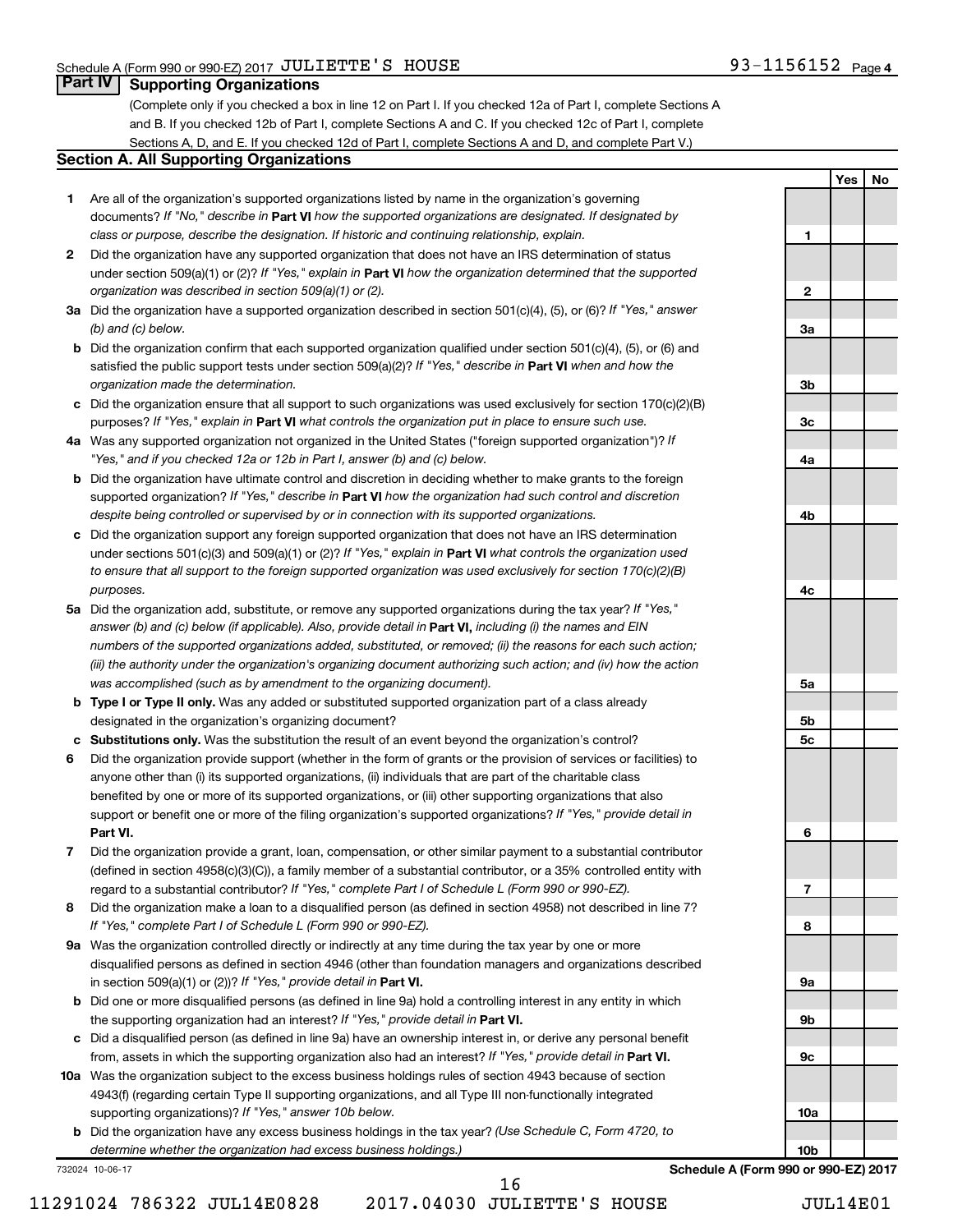Schedule A (Form 990 or 990-EZ) 2017 JULIETTE'S HOUSE 93-1156152 Page 4

## Part IV Supporting Organizations

(Complete only if you checked a box in line 12 on Part I. If you checked 12a of Part I, complete Sections A and B. If you checked 12b of Part I, complete Sections A and C. If you checked 12c of Part I, complete Sections A, D, and E. If you checked 12d of Part I, complete Sections A and D, and complete Part V.)

### Section A. All Supporting Organizations

| | | Line | Yes | No |
|---|---|---|---|---|
| **1** | Are all of the organization's supported organizations listed by name in the organization's governing documents? *If "No," describe in* **Part VI** *how the supported organizations are designated. If designated by class or purpose, describe the designation. If historic and continuing relationship, explain.* | 1 | | |
| **2** | Did the organization have any supported organization that does not have an IRS determination of status under section 509(a)(1) or (2)? *If "Yes," explain in* **Part VI** *how the organization determined that the supported organization was described in section 509(a)(1) or (2).* | 2 | | |
| **3a** | Did the organization have a supported organization described in section 501(c)(4), (5), or (6)? *If "Yes," answer (b) and (c) below.* | 3a | | |
| **b** | Did the organization confirm that each supported organization qualified under section 501(c)(4), (5), or (6) and satisfied the public support tests under section 509(a)(2)? *If "Yes," describe in* **Part VI** *when and how the organization made the determination.* | 3b | | |
| **c** | Did the organization ensure that all support to such organizations was used exclusively for section 170(c)(2)(B) purposes? *If "Yes," explain in* **Part VI** *what controls the organization put in place to ensure such use.* | 3c | | |
| **4a** | Was any supported organization not organized in the United States ("foreign supported organization")? *If "Yes," and if you checked 12a or 12b in Part I, answer (b) and (c) below.* | 4a | | |
| **b** | Did the organization have ultimate control and discretion in deciding whether to make grants to the foreign supported organization? *If "Yes," describe in* **Part VI** *how the organization had such control and discretion despite being controlled or supervised by or in connection with its supported organizations.* | 4b | | |
| **c** | Did the organization support any foreign supported organization that does not have an IRS determination under sections 501(c)(3) and 509(a)(1) or (2)? *If "Yes," explain in* **Part VI** *what controls the organization used to ensure that all support to the foreign supported organization was used exclusively for section 170(c)(2)(B) purposes.* | 4c | | |
| **5a** | Did the organization add, substitute, or remove any supported organizations during the tax year? *If "Yes," answer (b) and (c) below (if applicable). Also, provide detail in* **Part VI,** *including (i) the names and EIN numbers of the supported organizations added, substituted, or removed; (ii) the reasons for each such action; (iii) the authority under the organization's organizing document authorizing such action; and (iv) how the action was accomplished (such as by amendment to the organizing document).* | 5a | | |
| **b** | **Type I or Type II only.** Was any added or substituted supported organization part of a class already designated in the organization's organizing document? | 5b | | |
| **c** | **Substitutions only.** Was the substitution the result of an event beyond the organization's control? | 5c | | |
| **6** | Did the organization provide support (whether in the form of grants or the provision of services or facilities) to anyone other than (i) its supported organizations, (ii) individuals that are part of the charitable class benefited by one or more of its supported organizations, or (iii) other supporting organizations that also support or benefit one or more of the filing organization's supported organizations? *If "Yes," provide detail in* **Part VI.** | 6 | | |
| **7** | Did the organization provide a grant, loan, compensation, or other similar payment to a substantial contributor (defined in section 4958(c)(3)(C)), a family member of a substantial contributor, or a 35% controlled entity with regard to a substantial contributor? *If "Yes," complete Part I of Schedule L (Form 990 or 990-EZ).* | 7 | | |
| **8** | Did the organization make a loan to a disqualified person (as defined in section 4958) not described in line 7? *If "Yes," complete Part I of Schedule L (Form 990 or 990-EZ).* | 8 | | |
| **9a** | Was the organization controlled directly or indirectly at any time during the tax year by one or more disqualified persons as defined in section 4946 (other than foundation managers and organizations described in section 509(a)(1) or (2))? *If "Yes," provide detail in* **Part VI.** | 9a | | |
| **b** | Did one or more disqualified persons (as defined in line 9a) hold a controlling interest in any entity in which the supporting organization had an interest? *If "Yes," provide detail in* **Part VI.** | 9b | | |
| **c** | Did a disqualified person (as defined in line 9a) have an ownership interest in, or derive any personal benefit from, assets in which the supporting organization also had an interest? *If "Yes," provide detail in* **Part VI.** | 9c | | |
| **10a** | Was the organization subject to the excess business holdings rules of section 4943 because of section 4943(f) (regarding certain Type II supporting organizations, and all Type III non-functionally integrated supporting organizations)? *If "Yes," answer 10b below.* | 10a | | |
| **b** | Did the organization have any excess business holdings in the tax year? *(Use Schedule C, Form 4720, to determine whether the organization had excess business holdings.)* | 10b | | |

732024 10-06-17 **Schedule A (Form 990 or 990-EZ) 2017**

11291024 786322 JUL14E0828 2017.04030 JULIETTE'S HOUSE JUL14E01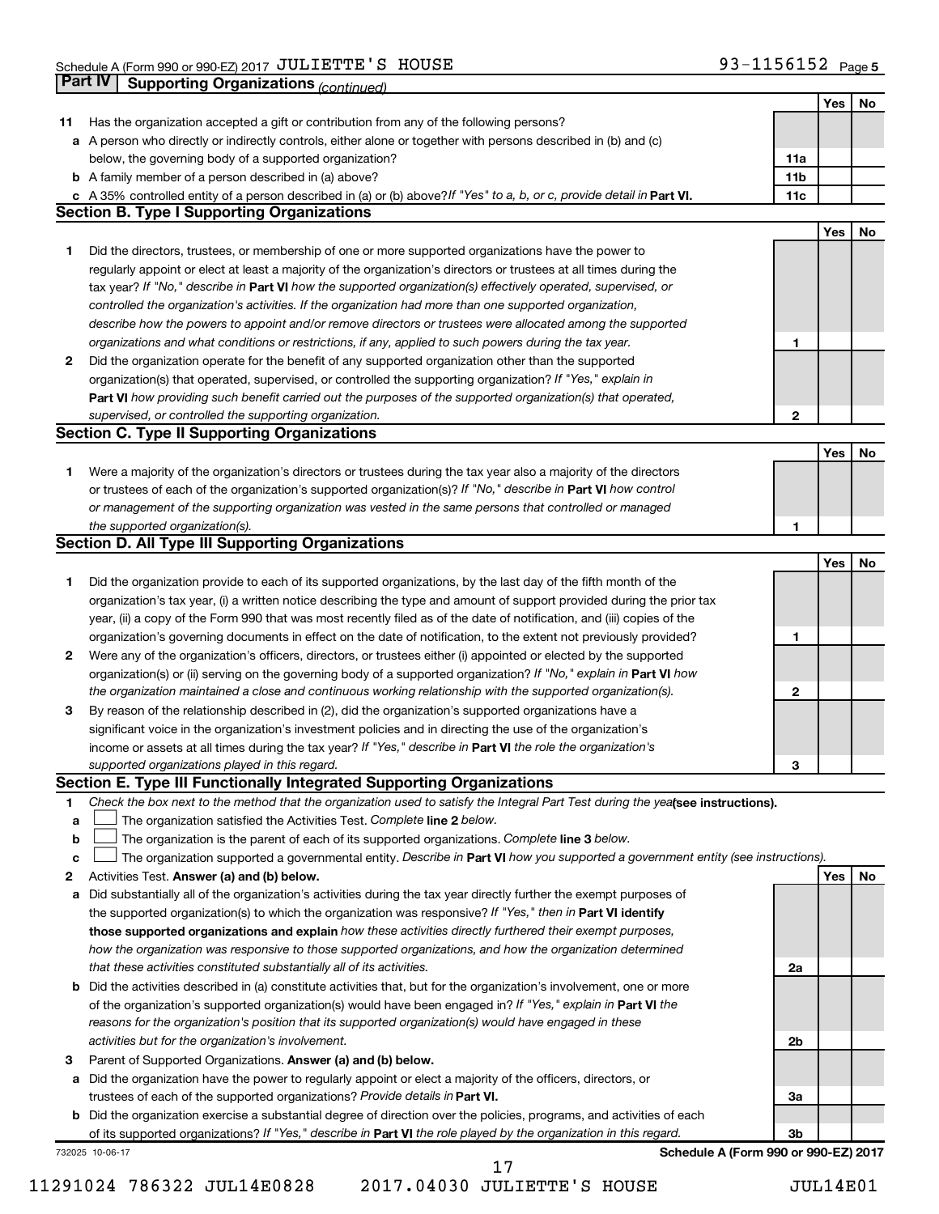Schedule A (Form 990 or 990-EZ) 2017 JULIETTE'S HOUSE 93-1156152

## Part IV Supporting Organizations *(continued)*

| | | | Yes | No |
|---|---|---|---|---|
| 11 | Has the organization accepted a gift or contribution from any of the following persons? | | | |
| a | A person who directly or indirectly controls, either alone or together with persons described in (b) and (c) below, the governing body of a supported organization? | 11a | | |
| b | A family member of a person described in (a) above? | 11b | | |
| c | A 35% controlled entity of a person described in (a) or (b) above? *If "Yes" to a, b, or c, provide detail in* **Part VI.** | 11c | | |

### Section B. Type I Supporting Organizations

| | | | Yes | No |
|---|---|---|---|---|
| 1 | Did the directors, trustees, or membership of one or more supported organizations have the power to regularly appoint or elect at least a majority of the organization's directors or trustees at all times during the tax year? *If "No," describe in* **Part VI** *how the supported organization(s) effectively operated, supervised, or controlled the organization's activities. If the organization had more than one supported organization, describe how the powers to appoint and/or remove directors or trustees were allocated among the supported organizations and what conditions or restrictions, if any, applied to such powers during the tax year.* | 1 | | |
| 2 | Did the organization operate for the benefit of any supported organization other than the supported organization(s) that operated, supervised, or controlled the supporting organization? *If "Yes," explain in* **Part VI** *how providing such benefit carried out the purposes of the supported organization(s) that operated, supervised, or controlled the supporting organization.* | 2 | | |

### Section C. Type II Supporting Organizations

| | | | Yes | No |
|---|---|---|---|---|
| 1 | Were a majority of the organization's directors or trustees during the tax year also a majority of the directors or trustees of each of the organization's supported organization(s)? *If "No," describe in* **Part VI** *how control or management of the supporting organization was vested in the same persons that controlled or managed the supported organization(s).* | 1 | | |

### Section D. All Type III Supporting Organizations

| | | | Yes | No |
|---|---|---|---|---|
| 1 | Did the organization provide to each of its supported organizations, by the last day of the fifth month of the organization's tax year, (i) a written notice describing the type and amount of support provided during the prior tax year, (ii) a copy of the Form 990 that was most recently filed as of the date of notification, and (iii) copies of the organization's governing documents in effect on the date of notification, to the extent not previously provided? | 1 | | |
| 2 | Were any of the organization's officers, directors, or trustees either (i) appointed or elected by the supported organization(s) or (ii) serving on the governing body of a supported organization? *If "No," explain in* **Part VI** *how the organization maintained a close and continuous working relationship with the supported organization(s).* | 2 | | |
| 3 | By reason of the relationship described in (2), did the organization's supported organizations have a significant voice in the organization's investment policies and in directing the use of the organization's income or assets at all times during the tax year? *If "Yes," describe in* **Part VI** *the role the organization's supported organizations played in this regard.* | 3 | | |

### Section E. Type III Functionally Integrated Supporting Organizations

1 *Check the box next to the method that the organization used to satisfy the Integral Part Test during the year* **(see instructions).**

a ☐ The organization satisfied the Activities Test. *Complete* **line 2** *below.*

b ☐ The organization is the parent of each of its supported organizations. *Complete* **line 3** *below.*

c ☐ The organization supported a governmental entity. *Describe in* **Part VI** *how you supported a government entity (see instructions).*

| | | | Yes | No |
|---|---|---|---|---|
| 2 | Activities Test. **Answer (a) and (b) below.** | | | |
| a | Did substantially all of the organization's activities during the tax year directly further the exempt purposes of the supported organization(s) to which the organization was responsive? *If "Yes," then in* **Part VI identify those supported organizations and explain** *how these activities directly furthered their exempt purposes, how the organization was responsive to those supported organizations, and how the organization determined that these activities constituted substantially all of its activities.* | 2a | | |
| b | Did the activities described in (a) constitute activities that, but for the organization's involvement, one or more of the organization's supported organization(s) would have been engaged in? *If "Yes," explain in* **Part VI** *the reasons for the organization's position that its supported organization(s) would have engaged in these activities but for the organization's involvement.* | 2b | | |
| 3 | Parent of Supported Organizations. **Answer (a) and (b) below.** | | | |
| a | Did the organization have the power to regularly appoint or elect a majority of the officers, directors, or trustees of each of the supported organizations? *Provide details in* **Part VI.** | 3a | | |
| b | Did the organization exercise a substantial degree of direction over the policies, programs, and activities of each of its supported organizations? *If "Yes," describe in* **Part VI** *the role played by the organization in this regard.* | 3b | | |

732025 10-06-17 **Schedule A (Form 990 or 990-EZ) 2017**

11291024 786322 JUL14E0828 2017.04030 JULIETTE'S HOUSE JUL14E01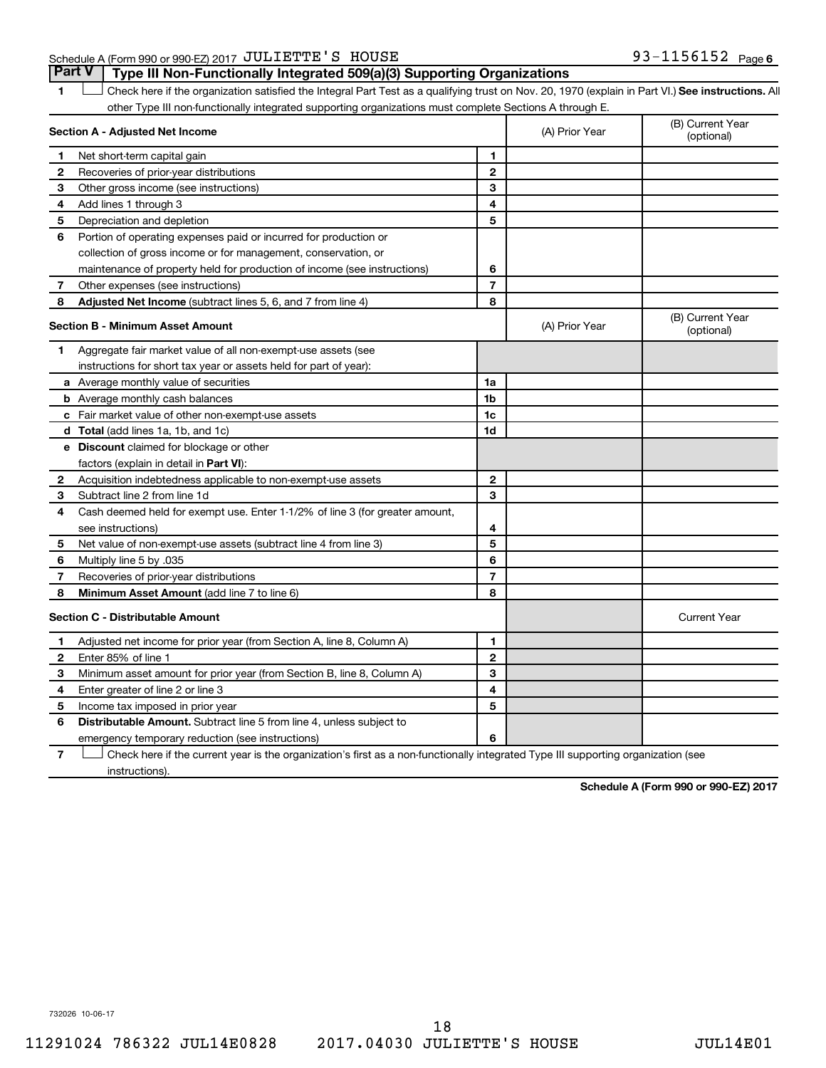Schedule A (Form 990 or 990-EZ) 2017 JULIETTE'S HOUSE 93-1156152 Page 6

## Part V Type III Non-Functionally Integrated 509(a)(3) Supporting Organizations

1 ☐ Check here if the organization satisfied the Integral Part Test as a qualifying trust on Nov. 20, 1970 (explain in Part VI.) **See instructions.** All other Type III non-functionally integrated supporting organizations must complete Sections A through E.

| Section A - Adjusted Net Income | | | (A) Prior Year | (B) Current Year (optional) |
|---|---|---|---|---|
| 1 | Net short-term capital gain | 1 | | |
| 2 | Recoveries of prior-year distributions | 2 | | |
| 3 | Other gross income (see instructions) | 3 | | |
| 4 | Add lines 1 through 3 | 4 | | |
| 5 | Depreciation and depletion | 5 | | |
| 6 | Portion of operating expenses paid or incurred for production or collection of gross income or for management, conservation, or maintenance of property held for production of income (see instructions) | 6 | | |
| 7 | Other expenses (see instructions) | 7 | | |
| 8 | **Adjusted Net Income** (subtract lines 5, 6, and 7 from line 4) | 8 | | |

| Section B - Minimum Asset Amount | | | (A) Prior Year | (B) Current Year (optional) |
|---|---|---|---|---|
| 1 | Aggregate fair market value of all non-exempt-use assets (see instructions for short tax year or assets held for part of year): | | | |
| a | Average monthly value of securities | 1a | | |
| b | Average monthly cash balances | 1b | | |
| c | Fair market value of other non-exempt-use assets | 1c | | |
| d | **Total** (add lines 1a, 1b, and 1c) | 1d | | |
| e | **Discount** claimed for blockage or other factors (explain in detail in **Part VI**): | | | |
| 2 | Acquisition indebtedness applicable to non-exempt-use assets | 2 | | |
| 3 | Subtract line 2 from line 1d | 3 | | |
| 4 | Cash deemed held for exempt use. Enter 1-1/2% of line 3 (for greater amount, see instructions) | 4 | | |
| 5 | Net value of non-exempt-use assets (subtract line 4 from line 3) | 5 | | |
| 6 | Multiply line 5 by .035 | 6 | | |
| 7 | Recoveries of prior-year distributions | 7 | | |
| 8 | **Minimum Asset Amount** (add line 7 to line 6) | 8 | | |

| Section C - Distributable Amount | | | | Current Year |
|---|---|---|---|---|
| 1 | Adjusted net income for prior year (from Section A, line 8, Column A) | 1 | | |
| 2 | Enter 85% of line 1 | 2 | | |
| 3 | Minimum asset amount for prior year (from Section B, line 8, Column A) | 3 | | |
| 4 | Enter greater of line 2 or line 3 | 4 | | |
| 5 | Income tax imposed in prior year | 5 | | |
| 6 | **Distributable Amount.** Subtract line 5 from line 4, unless subject to emergency temporary reduction (see instructions) | 6 | | |

7 ☐ Check here if the current year is the organization's first as a non-functionally integrated Type III supporting organization (see instructions).

**Schedule A (Form 990 or 990-EZ) 2017**

732026 10-06-17

11291024 786322 JUL14E0828 2017.04030 JULIETTE'S HOUSE JUL14E01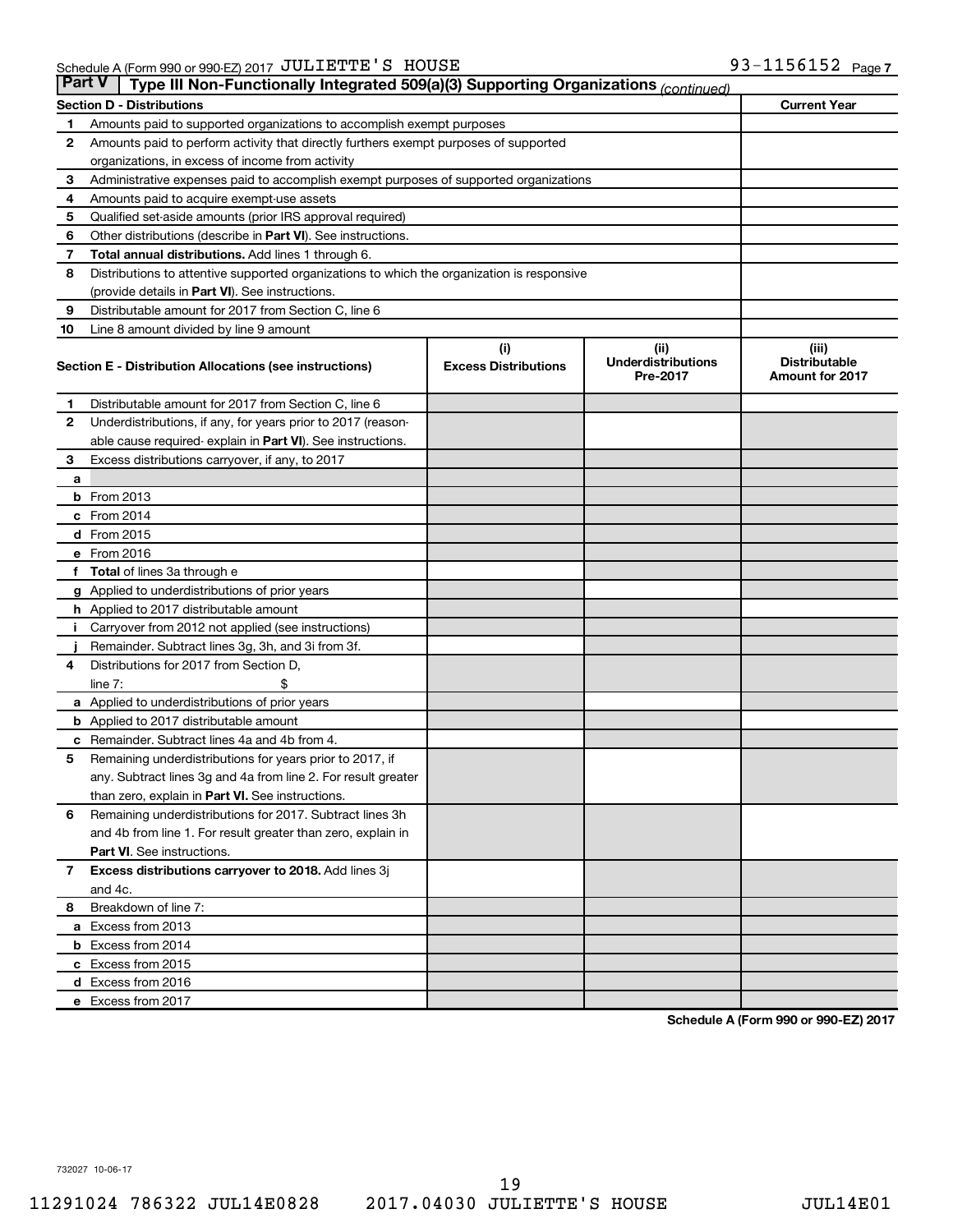Schedule A (Form 990 or 990-EZ) 2017 JULIETTE'S HOUSE 93-1156152 Page 7

## Part V | Type III Non-Functionally Integrated 509(a)(3) Supporting Organizations *(continued)*

| Section D - Distributions | | Current Year |
|---|---|---|
| 1 | Amounts paid to supported organizations to accomplish exempt purposes | |
| 2 | Amounts paid to perform activity that directly furthers exempt purposes of supported organizations, in excess of income from activity | |
| 3 | Administrative expenses paid to accomplish exempt purposes of supported organizations | |
| 4 | Amounts paid to acquire exempt-use assets | |
| 5 | Qualified set-aside amounts (prior IRS approval required) | |
| 6 | Other distributions (describe in **Part VI**). See instructions. | |
| 7 | **Total annual distributions.** Add lines 1 through 6. | |
| 8 | Distributions to attentive supported organizations to which the organization is responsive (provide details in **Part VI**). See instructions. | |
| 9 | Distributable amount for 2017 from Section C, line 6 | |
| 10 | Line 8 amount divided by line 9 amount | |

| Section E - Distribution Allocations (see instructions) | | (i) Excess Distributions | (ii) Underdistributions Pre-2017 | (iii) Distributable Amount for 2017 |
|---|---|---|---|---|
| 1 | Distributable amount for 2017 from Section C, line 6 | | | |
| 2 | Underdistributions, if any, for years prior to 2017 (reasonable cause required- explain in **Part VI**). See instructions. | | | |
| 3 | Excess distributions carryover, if any, to 2017 | | | |
| a | | | | |
| b | From 2013 | | | |
| c | From 2014 | | | |
| d | From 2015 | | | |
| e | From 2016 | | | |
| f | **Total** of lines 3a through e | | | |
| g | Applied to underdistributions of prior years | | | |
| h | Applied to 2017 distributable amount | | | |
| i | Carryover from 2012 not applied (see instructions) | | | |
| j | Remainder. Subtract lines 3g, 3h, and 3i from 3f. | | | |
| 4 | Distributions for 2017 from Section D, line 7: $ | | | |
| a | Applied to underdistributions of prior years | | | |
| b | Applied to 2017 distributable amount | | | |
| c | Remainder. Subtract lines 4a and 4b from 4. | | | |
| 5 | Remaining underdistributions for years prior to 2017, if any. Subtract lines 3g and 4a from line 2. For result greater than zero, explain in **Part VI.** See instructions. | | | |
| 6 | Remaining underdistributions for 2017. Subtract lines 3h and 4b from line 1. For result greater than zero, explain in **Part VI**. See instructions. | | | |
| 7 | **Excess distributions carryover to 2018.** Add lines 3j and 4c. | | | |
| 8 | Breakdown of line 7: | | | |
| a | Excess from 2013 | | | |
| b | Excess from 2014 | | | |
| c | Excess from 2015 | | | |
| d | Excess from 2016 | | | |
| e | Excess from 2017 | | | |

**Schedule A (Form 990 or 990-EZ) 2017**

732027 10-06-17

11291024 786322 JUL14E0828 2017.04030 JULIETTE'S HOUSE JUL14E01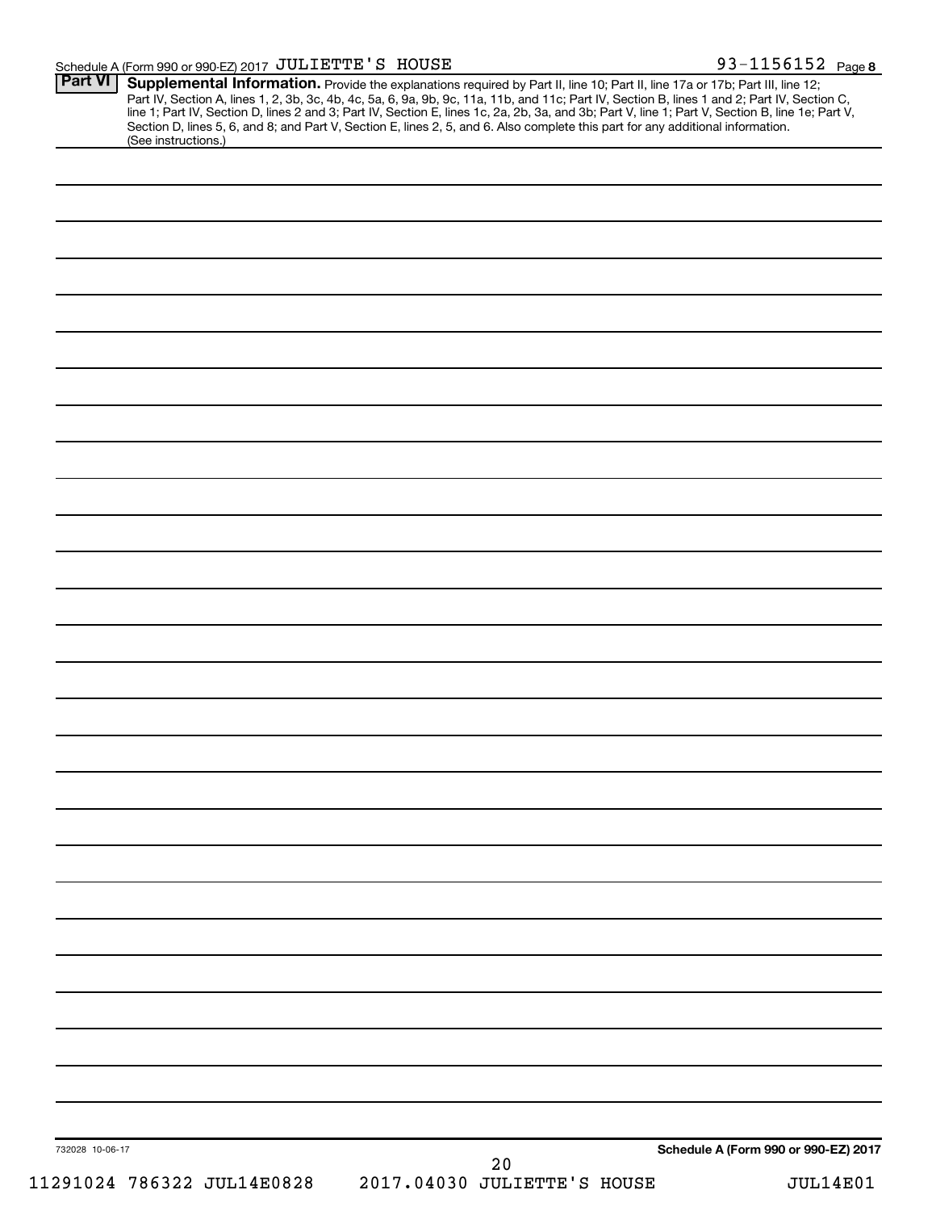Schedule A (Form 990 or 990-EZ) 2017 JULIETTE'S HOUSE 93-1156152 Page **8**

**Part VI** **Supplemental Information.** Provide the explanations required by Part II, line 10; Part II, line 17a or 17b; Part III, line 12; Part IV, Section A, lines 1, 2, 3b, 3c, 4b, 4c, 5a, 6, 9a, 9b, 9c, 11a, 11b, and 11c; Part IV, Section B, lines 1 and 2; Part IV, Section C, line 1; Part IV, Section D, lines 2 and 3; Part IV, Section E, lines 1c, 2a, 2b, 3a, and 3b; Part V, line 1; Part V, Section B, line 1e; Part V, Section D, lines 5, 6, and 8; and Part V, Section E, lines 2, 5, and 6. Also complete this part for any additional information. (See instructions.)

732028 10-06-17 **Schedule A (Form 990 or 990-EZ) 2017**

11291024 786322 JUL14E0828 2017.04030 JULIETTE'S HOUSE JUL14E01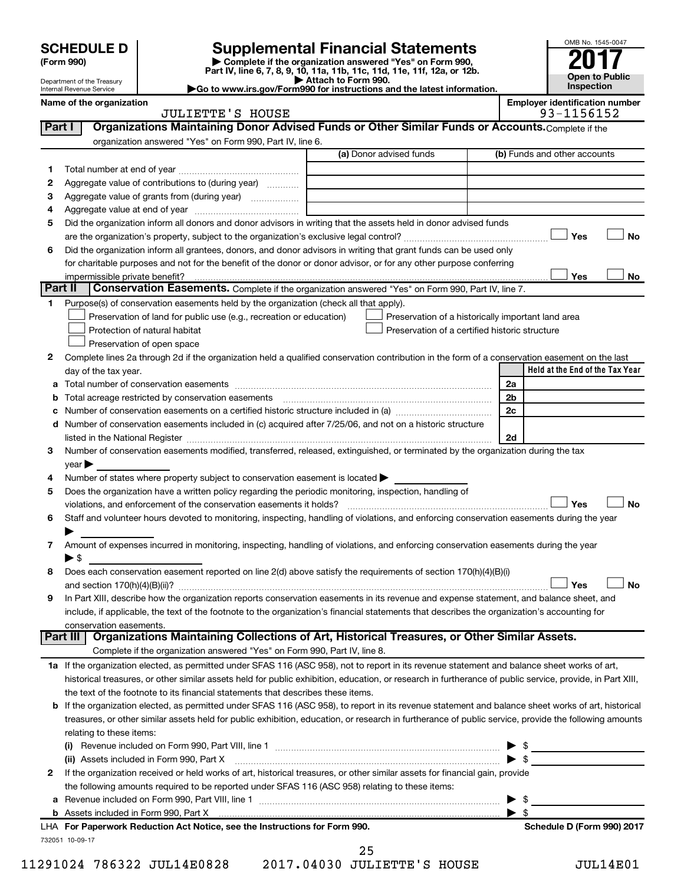**SCHEDULE D**
**(Form 990)**

Department of the Treasury
Internal Revenue Service

# Supplemental Financial Statements

▶ Complete if the organization answered "Yes" on Form 990, Part IV, line 6, 7, 8, 9, 10, 11a, 11b, 11c, 11d, 11e, 11f, 12a, or 12b.
▶ Attach to Form 990.
▶Go to www.irs.gov/Form990 for instructions and the latest information.

OMB No. 1545-0047
**2017**
**Open to Public Inspection**

**Name of the organization**
JULIETTE'S HOUSE

**Employer identification number**
93-1156152

## Part I Organizations Maintaining Donor Advised Funds or Other Similar Funds or Accounts.
Complete if the organization answered "Yes" on Form 990, Part IV, line 6.

| | | (a) Donor advised funds | (b) Funds and other accounts |
|---|---|---|---|
| 1 | Total number at end of year | | |
| 2 | Aggregate value of contributions to (during year) | | |
| 3 | Aggregate value of grants from (during year) | | |
| 4 | Aggregate value at end of year | | |

5 Did the organization inform all donors and donor advisors in writing that the assets held in donor advised funds are the organization's property, subject to the organization's exclusive legal control? ☐ Yes ☐ No

6 Did the organization inform all grantees, donors, and donor advisors in writing that grant funds can be used only for charitable purposes and not for the benefit of the donor or donor advisor, or for any other purpose conferring impermissible private benefit? ☐ Yes ☐ No

## Part II Conservation Easements.
Complete if the organization answered "Yes" on Form 990, Part IV, line 7.

1 Purpose(s) of conservation easements held by the organization (check all that apply).
- ☐ Preservation of land for public use (e.g., recreation or education)
- ☐ Protection of natural habitat
- ☐ Preservation of open space
- ☐ Preservation of a historically important land area
- ☐ Preservation of a certified historic structure

2 Complete lines 2a through 2d if the organization held a qualified conservation contribution in the form of a conservation easement on the last day of the tax year.

| | | | Held at the End of the Tax Year |
|---|---|---|---|
| a | Total number of conservation easements | 2a | |
| b | Total acreage restricted by conservation easements | 2b | |
| c | Number of conservation easements on a certified historic structure included in (a) | 2c | |
| d | Number of conservation easements included in (c) acquired after 7/25/06, and not on a historic structure listed in the National Register | 2d | |

3 Number of conservation easements modified, transferred, released, extinguished, or terminated by the organization during the tax year ▶

4 Number of states where property subject to conservation easement is located ▶

5 Does the organization have a written policy regarding the periodic monitoring, inspection, handling of violations, and enforcement of the conservation easements it holds? ☐ Yes ☐ No

6 Staff and volunteer hours devoted to monitoring, inspecting, handling of violations, and enforcing conservation easements during the year ▶

7 Amount of expenses incurred in monitoring, inspecting, handling of violations, and enforcing conservation easements during the year ▶ $

8 Does each conservation easement reported on line 2(d) above satisfy the requirements of section 170(h)(4)(B)(i) and section 170(h)(4)(B)(ii)? ☐ Yes ☐ No

9 In Part XIII, describe how the organization reports conservation easements in its revenue and expense statement, and balance sheet, and include, if applicable, the text of the footnote to the organization's financial statements that describes the organization's accounting for conservation easements.

## Part III Organizations Maintaining Collections of Art, Historical Treasures, or Other Similar Assets.
Complete if the organization answered "Yes" on Form 990, Part IV, line 8.

1a If the organization elected, as permitted under SFAS 116 (ASC 958), not to report in its revenue statement and balance sheet works of art, historical treasures, or other similar assets held for public exhibition, education, or research in furtherance of public service, provide, in Part XIII, the text of the footnote to its financial statements that describes these items.

b If the organization elected, as permitted under SFAS 116 (ASC 958), to report in its revenue statement and balance sheet works of art, historical treasures, or other similar assets held for public exhibition, education, or research in furtherance of public service, provide the following amounts relating to these items:

(i) Revenue included on Form 990, Part VIII, line 1 ▶ $

(ii) Assets included in Form 990, Part X ▶ $

2 If the organization received or held works of art, historical treasures, or other similar assets for financial gain, provide the following amounts required to be reported under SFAS 116 (ASC 958) relating to these items:

a Revenue included on Form 990, Part VIII, line 1 ▶ $

b Assets included in Form 990, Part X ▶ $

LHA **For Paperwork Reduction Act Notice, see the Instructions for Form 990.** **Schedule D (Form 990) 2017**

732051 10-09-17

11291024 786322 JUL14E0828 2017.04030 JULIETTE'S HOUSE JUL14E01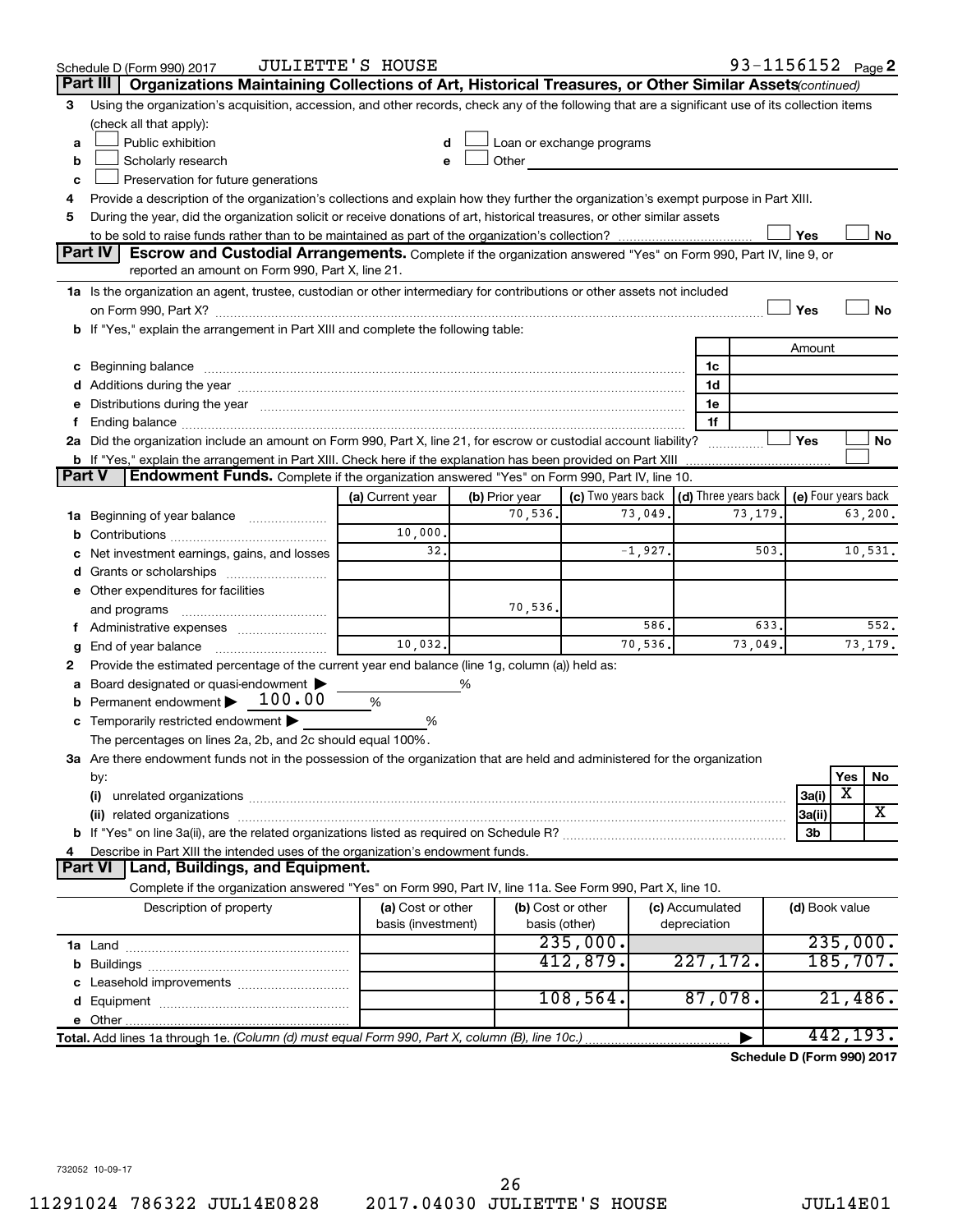Schedule D (Form 990) 2017 JULIETTE'S HOUSE 93-1156152 Page 2

**Part III Organizations Maintaining Collections of Art, Historical Treasures, or Other Similar Assets** *(continued)*

3 Using the organization's acquisition, accession, and other records, check any of the following that are a significant use of its collection items (check all that apply):

a ☐ Public exhibition  d ☐ Loan or exchange programs
b ☐ Scholarly research  e ☐ Other
c ☐ Preservation for future generations

4 Provide a description of the organization's collections and explain how they further the organization's exempt purpose in Part XIII.

5 During the year, did the organization solicit or receive donations of art, historical treasures, or other similar assets to be sold to raise funds rather than to be maintained as part of the organization's collection? ☐ Yes ☐ No

**Part IV Escrow and Custodial Arrangements.** Complete if the organization answered "Yes" on Form 990, Part IV, line 9, or reported an amount on Form 990, Part X, line 21.

1a Is the organization an agent, trustee, custodian or other intermediary for contributions or other assets not included on Form 990, Part X? ☐ Yes ☐ No

b If "Yes," explain the arrangement in Part XIII and complete the following table:

| | | Amount |
|---|---|---|
| c Beginning balance | 1c | |
| d Additions during the year | 1d | |
| e Distributions during the year | 1e | |
| f Ending balance | 1f | |

2a Did the organization include an amount on Form 990, Part X, line 21, for escrow or custodial account liability? ☐ Yes ☐ No

b If "Yes," explain the arrangement in Part XIII. Check here if the explanation has been provided on Part XIII ☐

**Part V Endowment Funds.** Complete if the organization answered "Yes" on Form 990, Part IV, line 10.

| | (a) Current year | (b) Prior year | (c) Two years back | (d) Three years back | (e) Four years back |
|---|---|---|---|---|---|
| 1a Beginning of year balance | | 70,536. | 73,049. | 73,179. | 63,200. |
| b Contributions | 10,000. | | | | |
| c Net investment earnings, gains, and losses | 32. | | -1,927. | 503. | 10,531. |
| d Grants or scholarships | | | | | |
| e Other expenditures for facilities and programs | | 70,536. | | | |
| f Administrative expenses | | | 586. | 633. | 552. |
| g End of year balance | 10,032. | | 70,536. | 73,049. | 73,179. |

2 Provide the estimated percentage of the current year end balance (line 1g, column (a)) held as:

a Board designated or quasi-endowment ▶ ______ %
b Permanent endowment ▶ 100.00 %
c Temporarily restricted endowment ▶ ______ %

The percentages on lines 2a, 2b, and 2c should equal 100%.

3a Are there endowment funds not in the possession of the organization that are held and administered for the organization by:

| | | Yes | No |
|---|---|---|---|
| (i) unrelated organizations | 3a(i) | X | |
| (ii) related organizations | 3a(ii) | | X |
| b If "Yes" on line 3a(ii), are the related organizations listed as required on Schedule R? | 3b | | |

4 Describe in Part XIII the intended uses of the organization's endowment funds.

**Part VI Land, Buildings, and Equipment.**

Complete if the organization answered "Yes" on Form 990, Part IV, line 11a. See Form 990, Part X, line 10.

| Description of property | (a) Cost or other basis (investment) | (b) Cost or other basis (other) | (c) Accumulated depreciation | (d) Book value |
|---|---|---|---|---|
| 1a Land | | 235,000. | | 235,000. |
| b Buildings | | 412,879. | 227,172. | 185,707. |
| c Leasehold improvements | | | | |
| d Equipment | | 108,564. | 87,078. | 21,486. |
| e Other | | | | |
| **Total.** Add lines 1a through 1e. *(Column (d) must equal Form 990, Part X, column (B), line 10c.)* | | | ▶ | 442,193. |

**Schedule D (Form 990) 2017**

732052 10-09-17

11291024 786322 JUL14E0828 2017.04030 JULIETTE'S HOUSE JUL14E01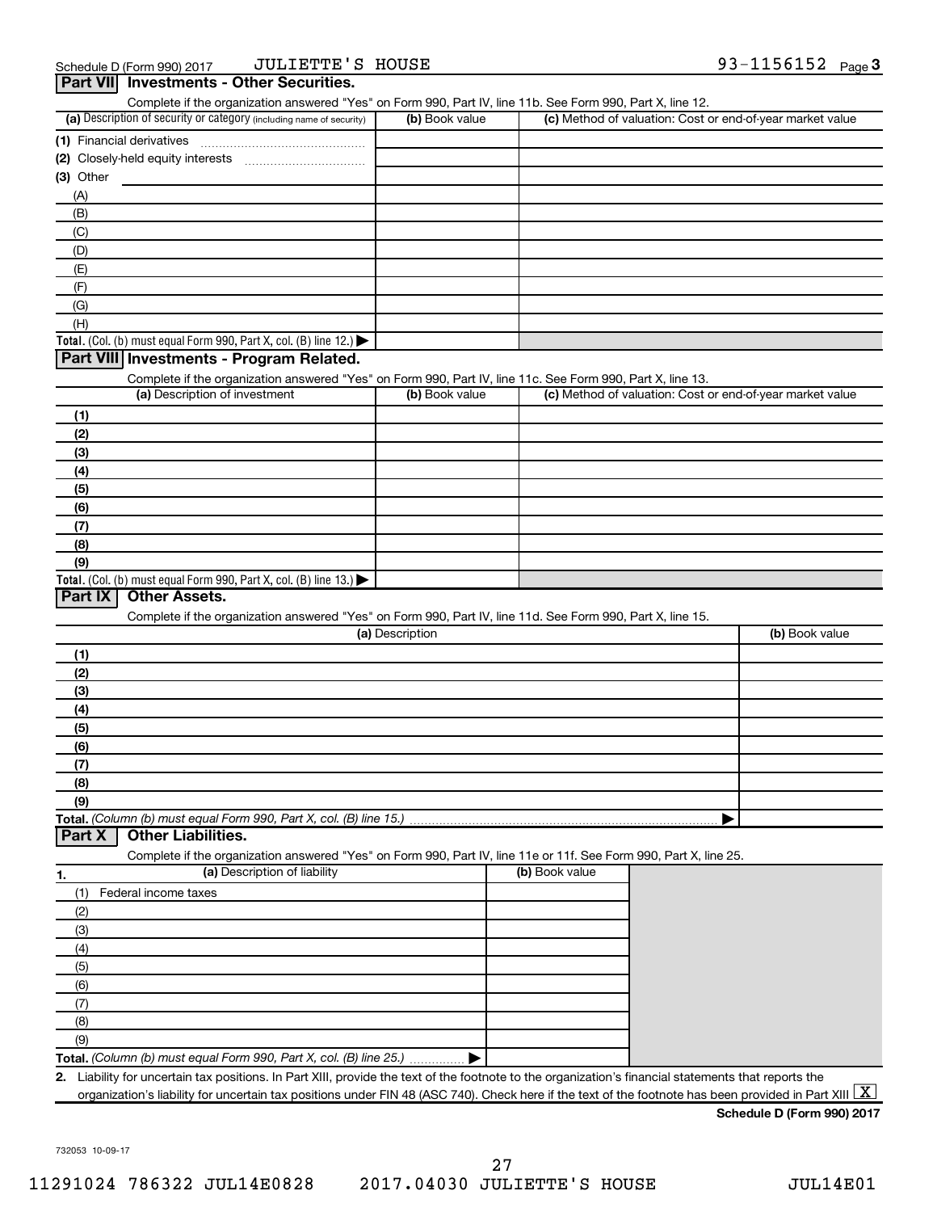Schedule D (Form 990) 2017 JULIETTE'S HOUSE 93-1156152 Page 3

## Part VII Investments - Other Securities.

Complete if the organization answered "Yes" on Form 990, Part IV, line 11b. See Form 990, Part X, line 12.

| (a) Description of security or category (including name of security) | (b) Book value | (c) Method of valuation: Cost or end-of-year market value |
|---|---|---|
| (1) Financial derivatives | | |
| (2) Closely-held equity interests | | |
| (3) Other | | |
| (A) | | |
| (B) | | |
| (C) | | |
| (D) | | |
| (E) | | |
| (F) | | |
| (G) | | |
| (H) | | |
| **Total.** (Col. (b) must equal Form 990, Part X, col. (B) line 12.) ▶ | | |

## Part VIII Investments - Program Related.

Complete if the organization answered "Yes" on Form 990, Part IV, line 11c. See Form 990, Part X, line 13.

| (a) Description of investment | (b) Book value | (c) Method of valuation: Cost or end-of-year market value |
|---|---|---|
| **(1)** | | |
| **(2)** | | |
| **(3)** | | |
| **(4)** | | |
| **(5)** | | |
| **(6)** | | |
| **(7)** | | |
| **(8)** | | |
| **(9)** | | |
| **Total.** (Col. (b) must equal Form 990, Part X, col. (B) line 13.) ▶ | | |

## Part IX Other Assets.

Complete if the organization answered "Yes" on Form 990, Part IV, line 11d. See Form 990, Part X, line 15.

| (a) Description | (b) Book value |
|---|---|
| **(1)** | |
| **(2)** | |
| **(3)** | |
| **(4)** | |
| **(5)** | |
| **(6)** | |
| **(7)** | |
| **(8)** | |
| **(9)** | |
| **Total.** *(Column (b) must equal Form 990, Part X, col. (B) line 15.)* ▶ | |

## Part X Other Liabilities.

Complete if the organization answered "Yes" on Form 990, Part IV, line 11e or 11f. See Form 990, Part X, line 25.

| 1. (a) Description of liability | (b) Book value |
|---|---|
| (1) Federal income taxes | |
| (2) | |
| (3) | |
| (4) | |
| (5) | |
| (6) | |
| (7) | |
| (8) | |
| (9) | |
| **Total.** *(Column (b) must equal Form 990, Part X, col. (B) line 25.)* ▶ | |

**2.** Liability for uncertain tax positions. In Part XIII, provide the text of the footnote to the organization's financial statements that reports the organization's liability for uncertain tax positions under FIN 48 (ASC 740). Check here if the text of the footnote has been provided in Part XIII [X]

**Schedule D (Form 990) 2017**

732053 10-09-17

11291024 786322 JUL14E0828 2017.04030 JULIETTE'S HOUSE JUL14E01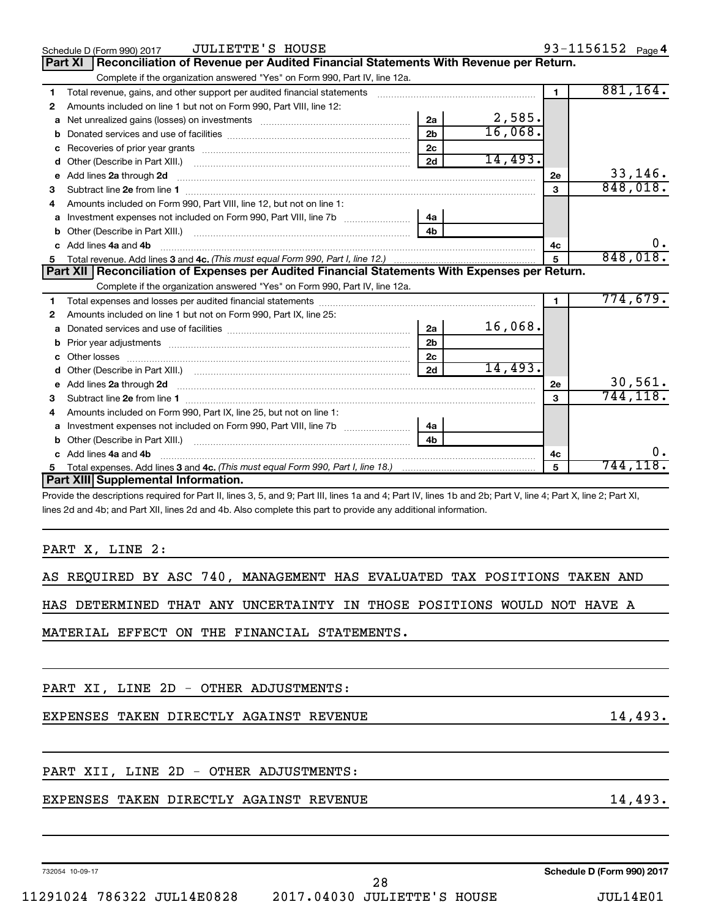Schedule D (Form 990) 2017 JULIETTE'S HOUSE 93-1156152 Page 4

## Part XI Reconciliation of Revenue per Audited Financial Statements With Revenue per Return.

Complete if the organization answered "Yes" on Form 990, Part IV, line 12a.

| Line | Description | Ref | Amount | Ref | Amount |
|---|---|---|---|---|---|
| 1 | Total revenue, gains, and other support per audited financial statements | | | 1 | 881,164. |
| 2 | Amounts included on line 1 but not on Form 990, Part VIII, line 12: | | | | |
| a | Net unrealized gains (losses) on investments | 2a | 2,585. | | |
| b | Donated services and use of facilities | 2b | 16,068. | | |
| c | Recoveries of prior year grants | 2c | | | |
| d | Other (Describe in Part XIII.) | 2d | 14,493. | | |
| e | Add lines 2a through 2d | | | 2e | 33,146. |
| 3 | Subtract line 2e from line 1 | | | 3 | 848,018. |
| 4 | Amounts included on Form 990, Part VIII, line 12, but not on line 1: | | | | |
| a | Investment expenses not included on Form 990, Part VIII, line 7b | 4a | | | |
| b | Other (Describe in Part XIII.) | 4b | | | |
| c | Add lines 4a and 4b | | | 4c | 0. |
| 5 | Total revenue. Add lines 3 and 4c. *(This must equal Form 990, Part I, line 12.)* | | | 5 | 848,018. |

## Part XII Reconciliation of Expenses per Audited Financial Statements With Expenses per Return.

Complete if the organization answered "Yes" on Form 990, Part IV, line 12a.

| Line | Description | Ref | Amount | Ref | Amount |
|---|---|---|---|---|---|
| 1 | Total expenses and losses per audited financial statements | | | 1 | 774,679. |
| 2 | Amounts included on line 1 but not on Form 990, Part IX, line 25: | | | | |
| a | Donated services and use of facilities | 2a | 16,068. | | |
| b | Prior year adjustments | 2b | | | |
| c | Other losses | 2c | | | |
| d | Other (Describe in Part XIII.) | 2d | 14,493. | | |
| e | Add lines 2a through 2d | | | 2e | 30,561. |
| 3 | Subtract line 2e from line 1 | | | 3 | 744,118. |
| 4 | Amounts included on Form 990, Part IX, line 25, but not on line 1: | | | | |
| a | Investment expenses not included on Form 990, Part VIII, line 7b | 4a | | | |
| b | Other (Describe in Part XIII.) | 4b | | | |
| c | Add lines 4a and 4b | | | 4c | 0. |
| 5 | Total expenses. Add lines 3 and 4c. *(This must equal Form 990, Part I, line 18.)* | | | 5 | 744,118. |

## Part XIII Supplemental Information.

Provide the descriptions required for Part II, lines 3, 5, and 9; Part III, lines 1a and 4; Part IV, lines 1b and 2b; Part V, line 4; Part X, line 2; Part XI, lines 2d and 4b; and Part XII, lines 2d and 4b. Also complete this part to provide any additional information.

PART X, LINE 2:

AS REQUIRED BY ASC 740, MANAGEMENT HAS EVALUATED TAX POSITIONS TAKEN AND HAS DETERMINED THAT ANY UNCERTAINTY IN THOSE POSITIONS WOULD NOT HAVE A MATERIAL EFFECT ON THE FINANCIAL STATEMENTS.

PART XI, LINE 2D - OTHER ADJUSTMENTS:

EXPENSES TAKEN DIRECTLY AGAINST REVENUE 14,493.

PART XII, LINE 2D - OTHER ADJUSTMENTS:

EXPENSES TAKEN DIRECTLY AGAINST REVENUE 14,493.

732054 10-09-17 Schedule D (Form 990) 2017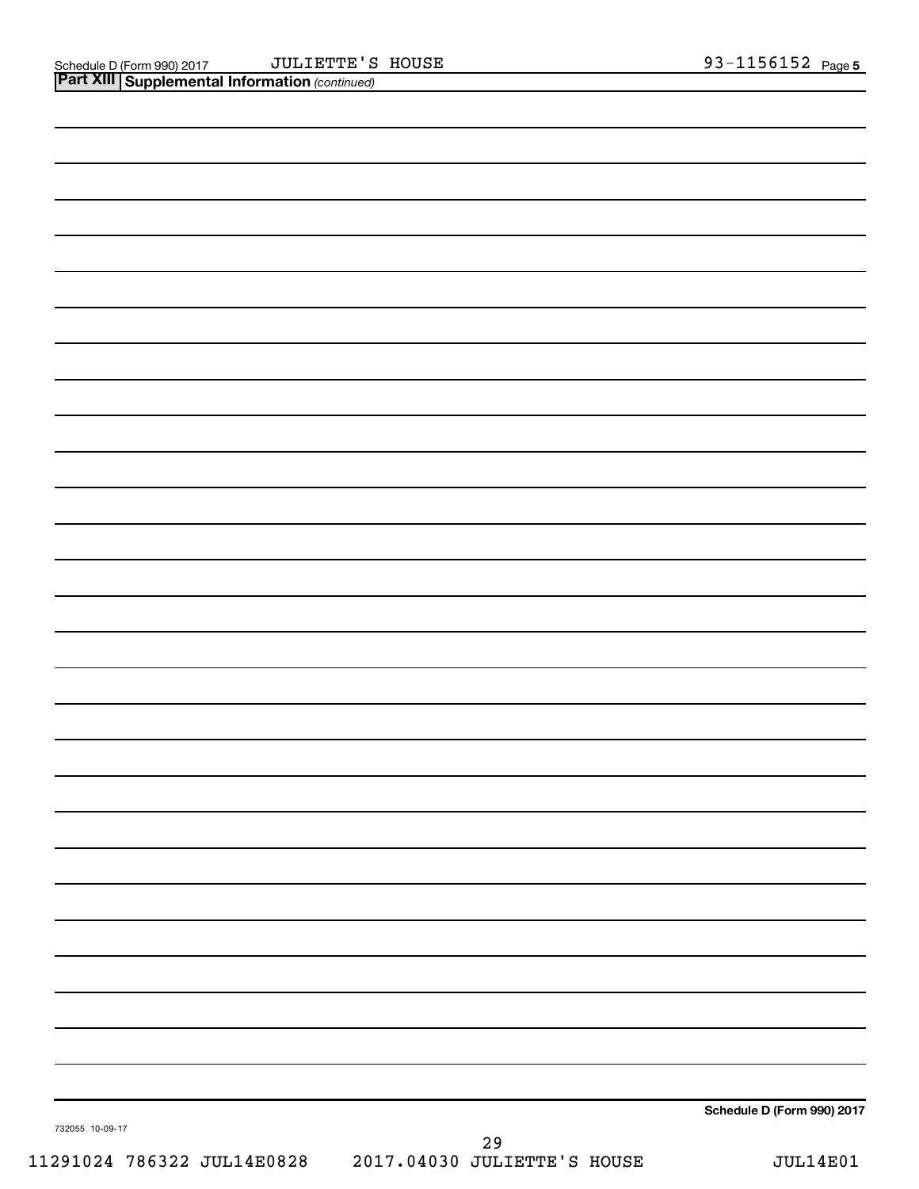Schedule D (Form 990) 2017 JULIETTE'S HOUSE 93-1156152 Page 5

**Part XIII Supplemental Information** *(continued)*

**Schedule D (Form 990) 2017**

732055 10-09-17

11291024 786322 JUL14E0828 2017.04030 JULIETTE'S HOUSE JUL14E01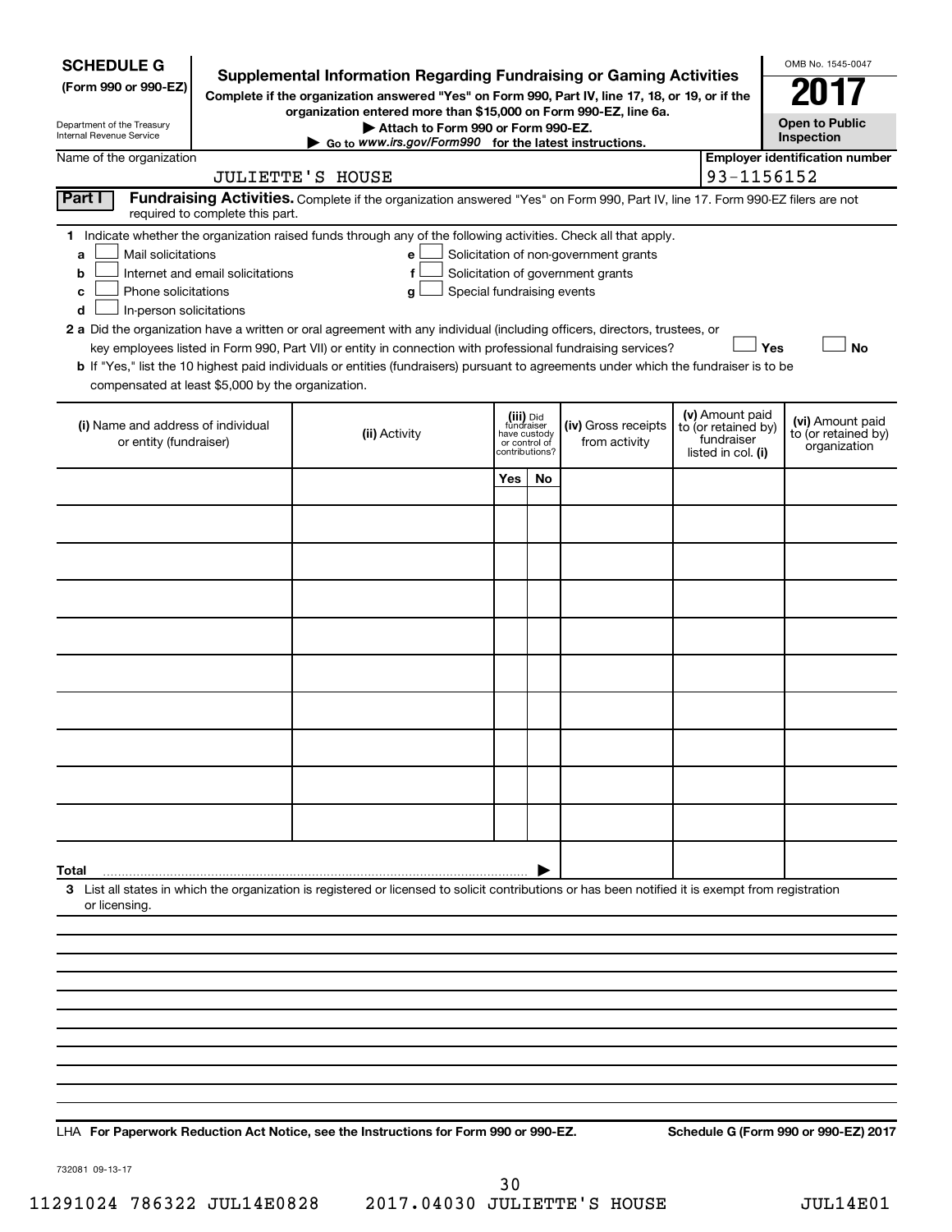**SCHEDULE G**
**(Form 990 or 990-EZ)**

Department of the Treasury
Internal Revenue Service

# Supplemental Information Regarding Fundraising or Gaming Activities

**Complete if the organization answered "Yes" on Form 990, Part IV, line 17, 18, or 19, or if the organization entered more than $15,000 on Form 990-EZ, line 6a.**

**▶ Attach to Form 990 or Form 990-EZ.**

**▶ Go to www.irs.gov/Form990 for the latest instructions.**

OMB No. 1545-0047

**2017**

**Open to Public Inspection**

Name of the organization: JULIETTE'S HOUSE

**Employer identification number:** 93-1156152

**Part I** **Fundraising Activities.** Complete if the organization answered "Yes" on Form 990, Part IV, line 17. Form 990-EZ filers are not required to complete this part.

**1** Indicate whether the organization raised funds through any of the following activities. Check all that apply.

- **a** ☐ Mail solicitations
- **b** ☐ Internet and email solicitations
- **c** ☐ Phone solicitations
- **d** ☐ In-person solicitations
- **e** ☐ Solicitation of non-government grants
- **f** ☐ Solicitation of government grants
- **g** ☐ Special fundraising events

**2 a** Did the organization have a written or oral agreement with any individual (including officers, directors, trustees, or key employees listed in Form 990, Part VII) or entity in connection with professional fundraising services? ☐ **Yes** ☐ **No**

**b** If "Yes," list the 10 highest paid individuals or entities (fundraisers) pursuant to agreements under which the fundraiser is to be compensated at least $5,000 by the organization.

| (i) Name and address of individual or entity (fundraiser) | (ii) Activity | (iii) Did fundraiser have custody or control of contributions? | | (iv) Gross receipts from activity | (v) Amount paid to (or retained by) fundraiser listed in col. (i) | (vi) Amount paid to (or retained by) organization |
|---|---|---|---|---|---|---|
| | | Yes | No | | | |
| | | | | | | |
| | | | | | | |
| | | | | | | |
| | | | | | | |
| | | | | | | |
| | | | | | | |
| | | | | | | |
| | | | | | | |
| | | | | | | |
| | | | | | | |
| **Total** ▶ | | | | | | |

**3** List all states in which the organization is registered or licensed to solicit contributions or has been notified it is exempt from registration or licensing.

LHA **For Paperwork Reduction Act Notice, see the Instructions for Form 990 or 990-EZ.** **Schedule G (Form 990 or 990-EZ) 2017**

732081 09-13-17

11291024 786322 JUL14E0828 2017.04030 JULIETTE'S HOUSE JUL14E01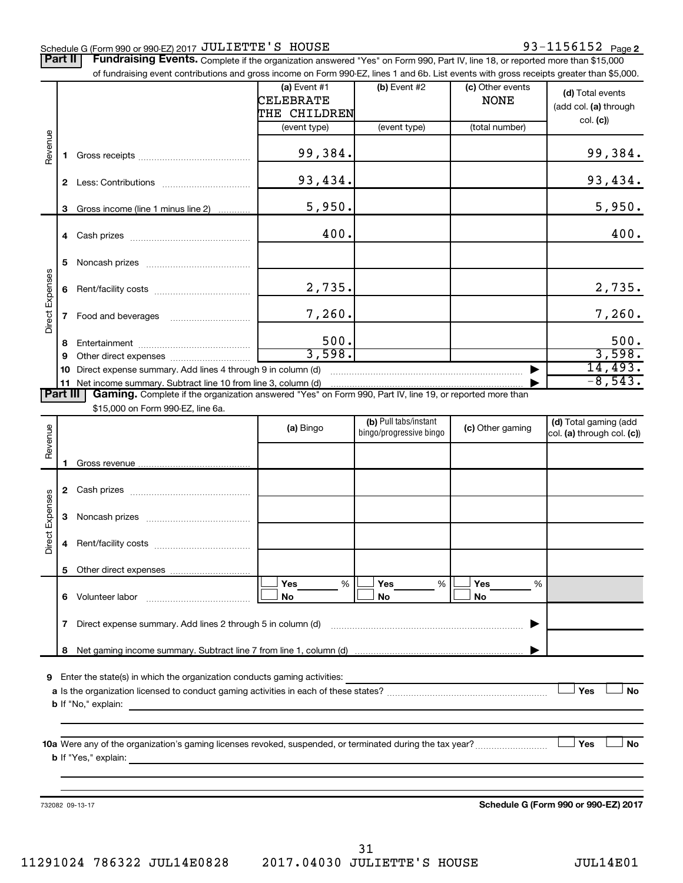Schedule G (Form 990 or 990-EZ) 2017 JULIETTE'S HOUSE 93-1156152 Page 2

**Part II** **Fundraising Events.** Complete if the organization answered "Yes" on Form 990, Part IV, line 18, or reported more than $15,000 of fundraising event contributions and gross income on Form 990-EZ, lines 1 and 6b. List events with gross receipts greater than $5,000.

| | | (a) Event #1 CELEBRATE THE CHILDREN (event type) | (b) Event #2 (event type) | (c) Other events NONE (total number) | (d) Total events (add col. (a) through col. (c)) |
|---|---|---|---|---|---|
| Revenue | 1 Gross receipts | 99,384. | | | 99,384. |
| | 2 Less: Contributions | 93,434. | | | 93,434. |
| | 3 Gross income (line 1 minus line 2) | 5,950. | | | 5,950. |
| Direct Expenses | 4 Cash prizes | 400. | | | 400. |
| | 5 Noncash prizes | | | | |
| | 6 Rent/facility costs | 2,735. | | | 2,735. |
| | 7 Food and beverages | 7,260. | | | 7,260. |
| | 8 Entertainment | 500. | | | 500. |
| | 9 Other direct expenses | 3,598. | | | 3,598. |
| | 10 Direct expense summary. Add lines 4 through 9 in column (d) | | | | 14,493. |
| | 11 Net income summary. Subtract line 10 from line 3, column (d) | | | | -8,543. |

**Part III** **Gaming.** Complete if the organization answered "Yes" on Form 990, Part IV, line 19, or reported more than $15,000 on Form 990-EZ, line 6a.

| | | (a) Bingo | (b) Pull tabs/instant bingo/progressive bingo | (c) Other gaming | (d) Total gaming (add col. (a) through col. (c)) |
|---|---|---|---|---|---|
| Revenue | 1 Gross revenue | | | | |
| Direct Expenses | 2 Cash prizes | | | | |
| | 3 Noncash prizes | | | | |
| | 4 Rent/facility costs | | | | |
| | 5 Other direct expenses | | | | |
| | 6 Volunteer labor | Yes ___ % No | Yes ___ % No | Yes ___ % No | |
| | 7 Direct expense summary. Add lines 2 through 5 in column (d) | | | | |
| | 8 Net gaming income summary. Subtract line 7 from line 1, column (d) | | | | |

9 Enter the state(s) in which the organization conducts gaming activities:

a Is the organization licensed to conduct gaming activities in each of these states? ☐ Yes ☐ No

b If "No," explain:

10a Were any of the organization's gaming licenses revoked, suspended, or terminated during the tax year? ☐ Yes ☐ No

b If "Yes," explain:

732082 09-13-17 **Schedule G (Form 990 or 990-EZ) 2017**

11291024 786322 JUL14E0828 2017.04030 JULIETTE'S HOUSE JUL14E01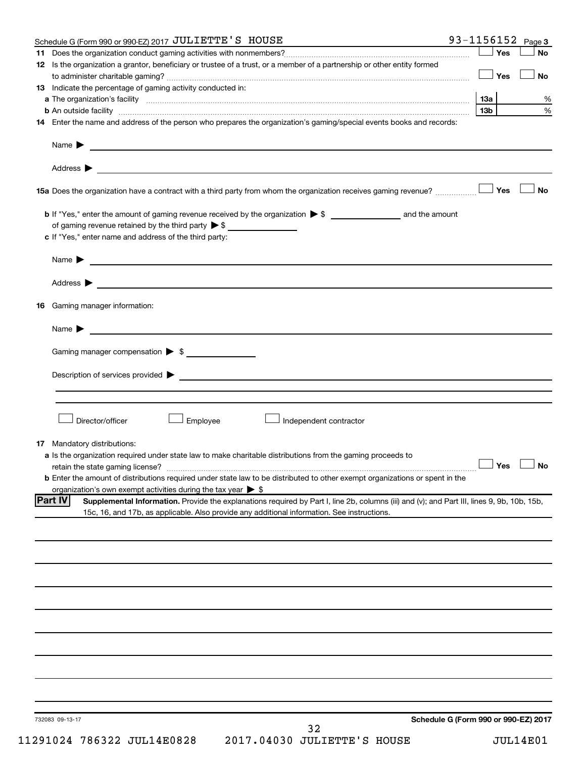Schedule G (Form 990 or 990-EZ) 2017 JULIETTE'S HOUSE 93-1156152 Page 3

**11** Does the organization conduct gaming activities with nonmembers? ☐ Yes ☐ No

**12** Is the organization a grantor, beneficiary or trustee of a trust, or a member of a partnership or other entity formed to administer charitable gaming? ☐ Yes ☐ No

**13** Indicate the percentage of gaming activity conducted in:

**a** The organization's facility **13a** %

**b** An outside facility **13b** %

**14** Enter the name and address of the person who prepares the organization's gaming/special events books and records:

Name ▶

Address ▶

**15a** Does the organization have a contract with a third party from whom the organization receives gaming revenue? ☐ Yes ☐ No

**b** If "Yes," enter the amount of gaming revenue received by the organization ▶ $ ______ and the amount of gaming revenue retained by the third party ▶ $ ______

**c** If "Yes," enter name and address of the third party:

Name ▶

Address ▶

**16** Gaming manager information:

Name ▶

Gaming manager compensation ▶ $

Description of services provided ▶

☐ Director/officer ☐ Employee ☐ Independent contractor

**17** Mandatory distributions:

**a** Is the organization required under state law to make charitable distributions from the gaming proceeds to retain the state gaming license? ☐ Yes ☐ No

**b** Enter the amount of distributions required under state law to be distributed to other exempt organizations or spent in the organization's own exempt activities during the tax year ▶ $

**Part IV** **Supplemental Information.** Provide the explanations required by Part I, line 2b, columns (iii) and (v); and Part III, lines 9, 9b, 10b, 15b, 15c, 16, and 17b, as applicable. Also provide any additional information. See instructions.

732083 09-13-17 **Schedule G (Form 990 or 990-EZ) 2017**

11291024 786322 JUL14E0828 2017.04030 JULIETTE'S HOUSE JUL14E01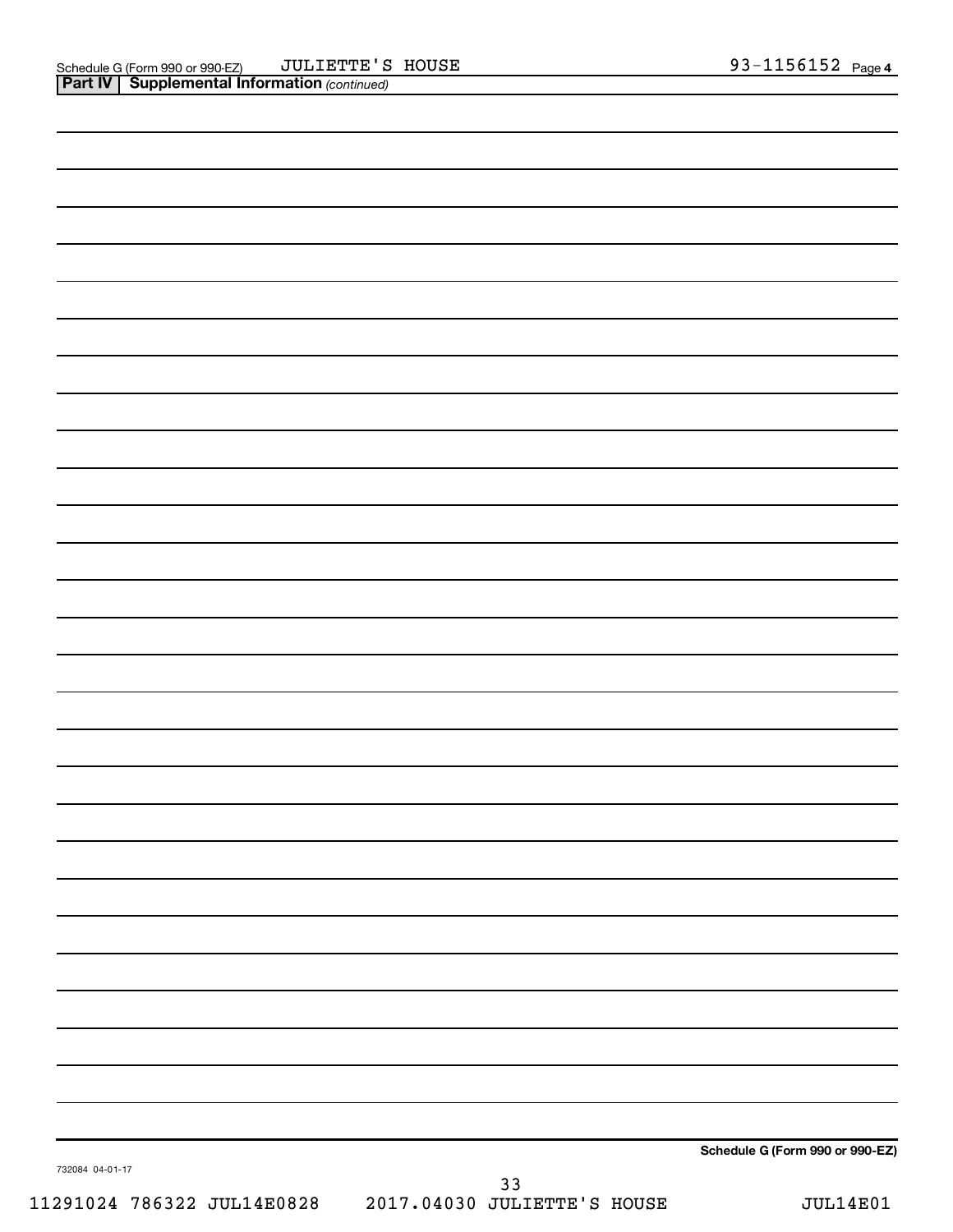Schedule G (Form 990 or 990-EZ) JULIETTE'S HOUSE 93-1156152 Page 4

**Part IV | Supplemental Information** *(continued)*

**Schedule G (Form 990 or 990-EZ)**

732084 04-01-17

11291024 786322 JUL14E0828 2017.04030 JULIETTE'S HOUSE JUL14E01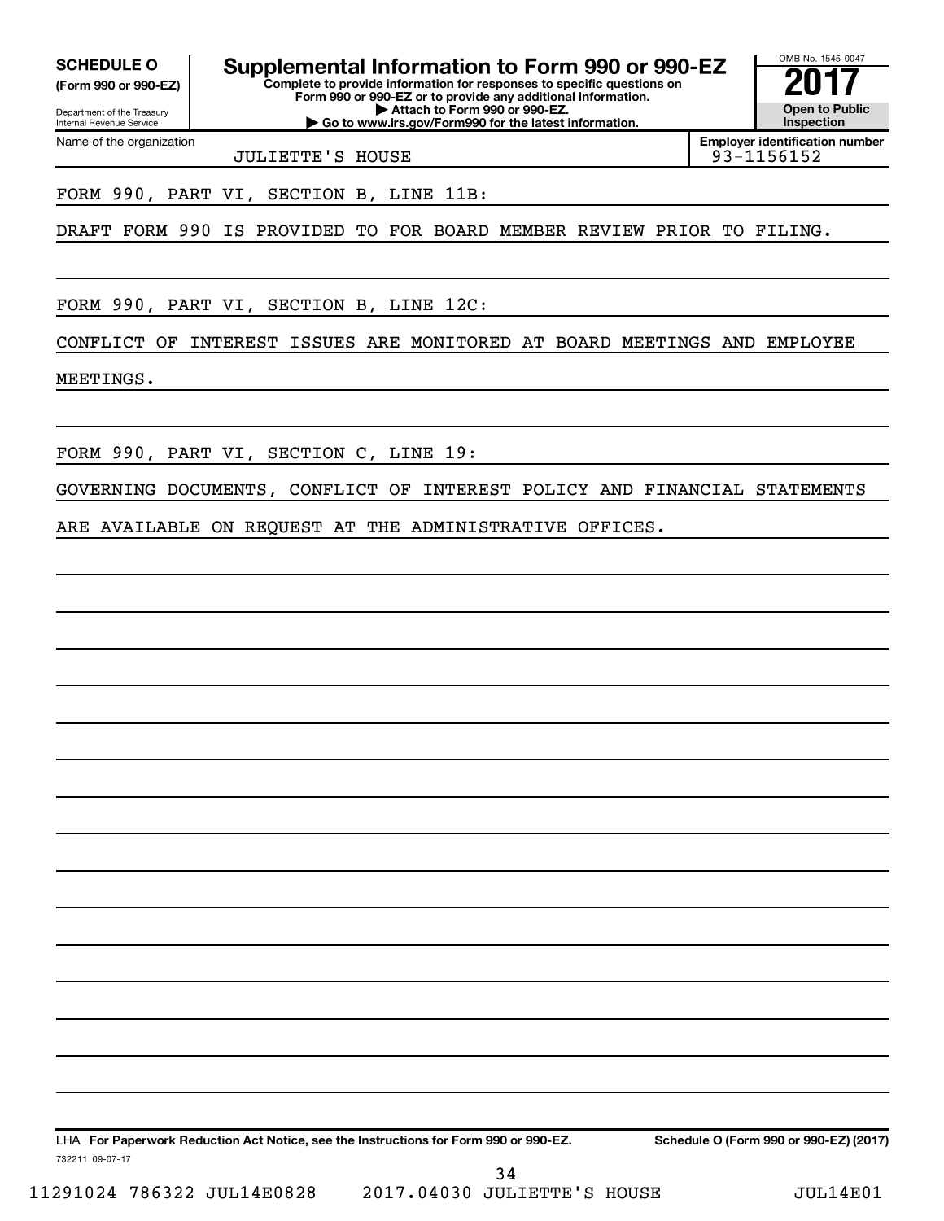**SCHEDULE O**
**(Form 990 or 990-EZ)**

Department of the Treasury
Internal Revenue Service

# Supplemental Information to Form 990 or 990-EZ

**Complete to provide information for responses to specific questions on Form 990 or 990-EZ or to provide any additional information.**
**▶ Attach to Form 990 or 990-EZ.**
**▶ Go to www.irs.gov/Form990 for the latest information.**

OMB No. 1545-0047
**2017**
**Open to Public Inspection**

Name of the organization: JULIETTE'S HOUSE
**Employer identification number:** 93-1156152

FORM 990, PART VI, SECTION B, LINE 11B:

DRAFT FORM 990 IS PROVIDED TO FOR BOARD MEMBER REVIEW PRIOR TO FILING.

FORM 990, PART VI, SECTION B, LINE 12C:

CONFLICT OF INTEREST ISSUES ARE MONITORED AT BOARD MEETINGS AND EMPLOYEE MEETINGS.

FORM 990, PART VI, SECTION C, LINE 19:

GOVERNING DOCUMENTS, CONFLICT OF INTEREST POLICY AND FINANCIAL STATEMENTS ARE AVAILABLE ON REQUEST AT THE ADMINISTRATIVE OFFICES.

LHA **For Paperwork Reduction Act Notice, see the Instructions for Form 990 or 990-EZ.** **Schedule O (Form 990 or 990-EZ) (2017)**
732211 09-07-17

11291024 786322 JUL14E0828 2017.04030 JULIETTE'S HOUSE JUL14E01